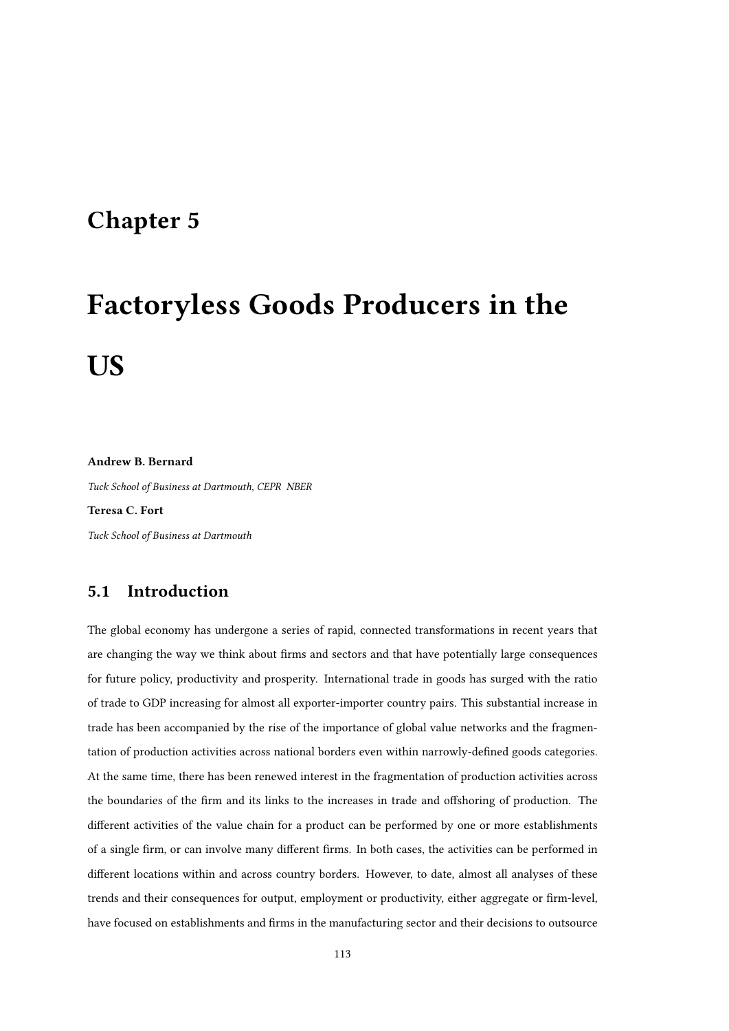# Chapter 5

# Factoryless Goods Producers in the US

**Andrew B. Bernard**

*Tuck School of Business at Dartmouth, CEPR NBER*

**Teresa C. Fort**

*Tuck School of Business at Dartmouth*

## 5.1 Introduction

The global economy has undergone a series of rapid, connected transformations in recent years that are changing the way we think about firms and sectors and that have potentially large consequences for future policy, productivity and prosperity. International trade in goods has surged with the ratio of trade to GDP increasing for almost all exporter-importer country pairs. This substantial increase in trade has been accompanied by the rise of the importance of global value networks and the fragmentation of production activities across national borders even within narrowly-defined goods categories. At the same time, there has been renewed interest in the fragmentation of production activities across the boundaries of the firm and its links to the increases in trade and offshoring of production. The different activities of the value chain for a product can be performed by one or more establishments of a single firm, or can involve many different firms. In both cases, the activities can be performed in different locations within and across country borders. However, to date, almost all analyses of these trends and their consequences for output, employment or productivity, either aggregate or firm-level, have focused on establishments and firms in the manufacturing sector and their decisions to outsource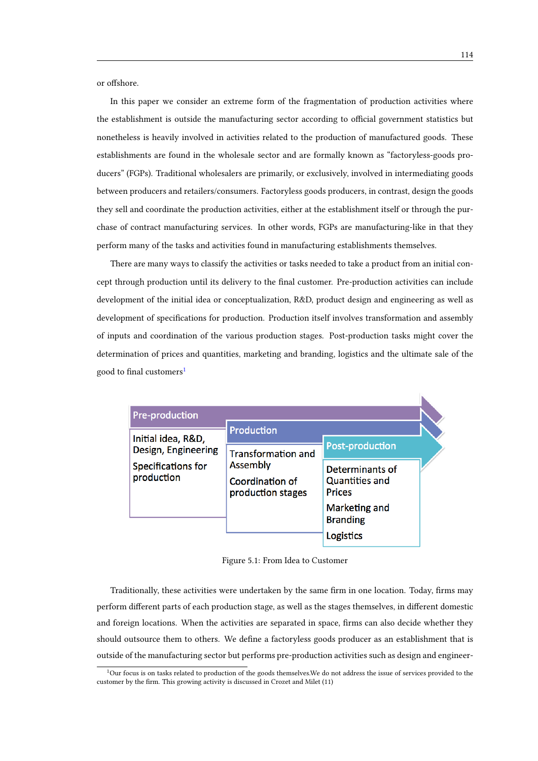or offshore.

In this paper we consider an extreme form of the fragmentation of production activities where the establishment is outside the manufacturing sector according to official government statistics but nonetheless is heavily involved in activities related to the production of manufactured goods. These establishments are found in the wholesale sector and are formally known as "factoryless-goods producers" (FGPs). Traditional wholesalers are primarily, or exclusively, involved in intermediating goods between producers and retailers/consumers. Factoryless goods producers, in contrast, design the goods they sell and coordinate the production activities, either at the establishment itself or through the purchase of contract manufacturing services. In other words, FGPs are manufacturing-like in that they perform many of the tasks and activities found in manufacturing establishments themselves.

There are many ways to classify the activities or tasks needed to take a product from an initial concept through production until its delivery to the final customer. Pre-production activities can include development of the initial idea or conceptualization, R&D, product design and engineering as well as development of specifications for production. Production itself involves transformation and assembly of inputs and coordination of the various production stages. Post-production tasks might cover the determination of prices and quantities, marketing and branding, logistics and the ultimate sale of the good to final customers[1]

| Pre-production | Production | Post-production |
|---|---|---|
| Initial idea, R&D, Design, Engineering | Transformation and Assembly | Determinants of Quantities and Prices |
| Specifications for production | Coordination of production stages | Marketing and Branding |
| | | Logistics |

Figure 5.1: From Idea to Customer

Traditionally, these activities were undertaken by the same firm in one location. Today, firms may perform different parts of each production stage, as well as the stages themselves, in different domestic and foreign locations. When the activities are separated in space, firms can also decide whether they should outsource them to others. We define a factoryless goods producer as an establishment that is outside of the manufacturing sector but performs pre-production activities such as design and engineer-

[1]Our focus is on tasks related to production of the goods themselves.We do not address the issue of services provided to the customer by the firm. This growing activity is discussed in Crozet and Milet (11)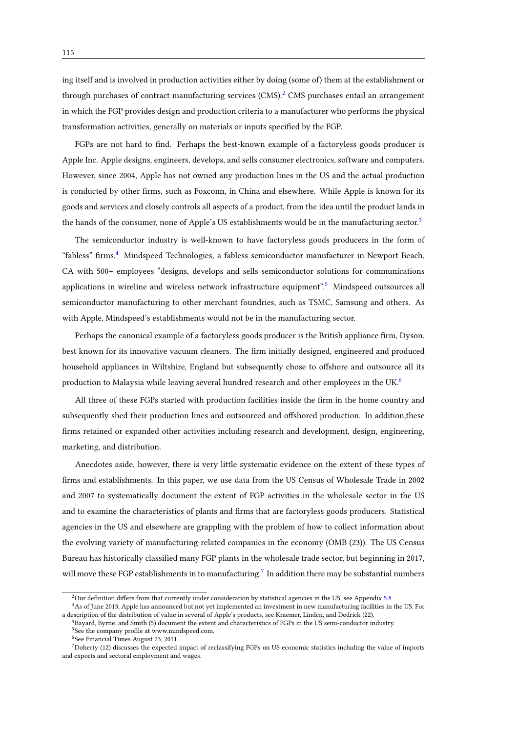ing itself and is involved in production activities either by doing (some of) them at the establishment or through purchases of contract manufacturing services (CMS).[2] CMS purchases entail an arrangement in which the FGP provides design and production criteria to a manufacturer who performs the physical transformation activities, generally on materials or inputs specified by the FGP.

FGPs are not hard to find. Perhaps the best-known example of a factoryless goods producer is Apple Inc. Apple designs, engineers, develops, and sells consumer electronics, software and computers. However, since 2004, Apple has not owned any production lines in the US and the actual production is conducted by other firms, such as Foxconn, in China and elsewhere. While Apple is known for its goods and services and closely controls all aspects of a product, from the idea until the product lands in the hands of the consumer, none of Apple's US establishments would be in the manufacturing sector.[3]

The semiconductor industry is well-known to have factoryless goods producers in the form of "fabless" firms.[4] Mindspeed Technologies, a fabless semiconductor manufacturer in Newport Beach, CA with 500+ employees "designs, develops and sells semiconductor solutions for communications applications in wireline and wireless network infrastructure equipment".[5] Mindspeed outsources all semiconductor manufacturing to other merchant foundries, such as TSMC, Samsung and others. As with Apple, Mindspeed's establishments would not be in the manufacturing sector.

Perhaps the canonical example of a factoryless goods producer is the British appliance firm, Dyson, best known for its innovative vacuum cleaners. The firm initially designed, engineered and produced household appliances in Wiltshire, England but subsequently chose to offshore and outsource all its production to Malaysia while leaving several hundred research and other employees in the UK.[6]

All three of these FGPs started with production facilities inside the firm in the home country and subsequently shed their production lines and outsourced and offshored production. In addition,these firms retained or expanded other activities including research and development, design, engineering, marketing, and distribution.

Anecdotes aside, however, there is very little systematic evidence on the extent of these types of firms and establishments. In this paper, we use data from the US Census of Wholesale Trade in 2002 and 2007 to systematically document the extent of FGP activities in the wholesale sector in the US and to examine the characteristics of plants and firms that are factoryless goods producers. Statistical agencies in the US and elsewhere are grappling with the problem of how to collect information about the evolving variety of manufacturing-related companies in the economy (OMB (23)). The US Census Bureau has historically classified many FGP plants in the wholesale trade sector, but beginning in 2017, will move these FGP establishments in to manufacturing.[7] In addition there may be substantial numbers

---

[2] Our definition differs from that currently under consideration by statistical agencies in the US, see Appendix 5.8

[3] As of June 2013, Apple has announced but not yet implemented an investment in new manufacturing facilities in the US. For a description of the distribution of value in several of Apple's products, see Kraemer, Linden, and Dedrick (22).

[4] Bayard, Byrne, and Smith (5) document the extent and characteristics of FGPs in the US semi-conductor industry.

[5] See the company profile at www.mindspeed.com.

[6] See Financial Times August 23, 2011

[7] Doherty (12) discusses the expected impact of reclassifying FGPs on US economic statistics including the value of imports and exports and sectoral employment and wages.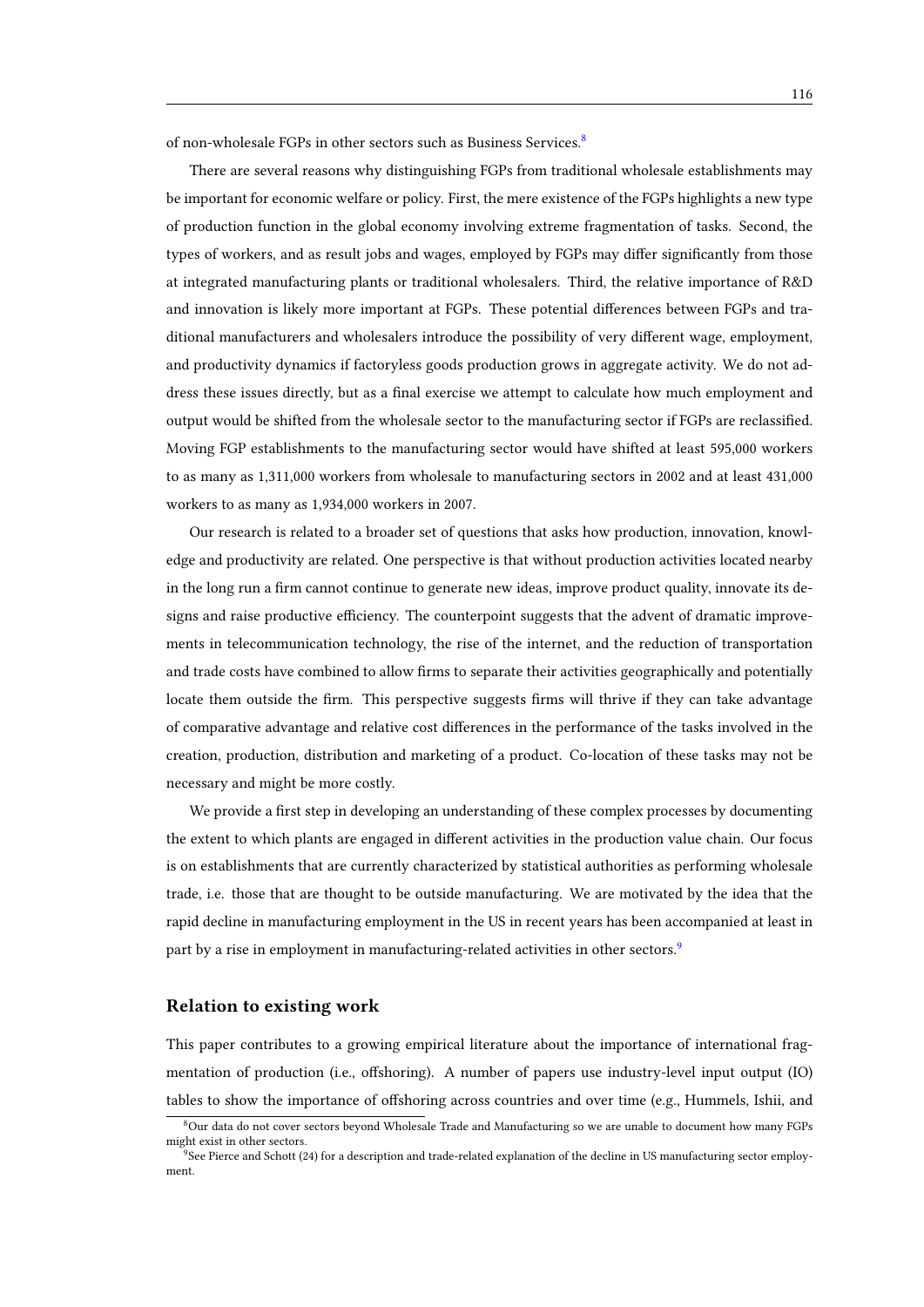of non-wholesale FGPs in other sectors such as Business Services.[8]

There are several reasons why distinguishing FGPs from traditional wholesale establishments may be important for economic welfare or policy. First, the mere existence of the FGPs highlights a new type of production function in the global economy involving extreme fragmentation of tasks. Second, the types of workers, and as result jobs and wages, employed by FGPs may differ significantly from those at integrated manufacturing plants or traditional wholesalers. Third, the relative importance of R&D and innovation is likely more important at FGPs. These potential differences between FGPs and traditional manufacturers and wholesalers introduce the possibility of very different wage, employment, and productivity dynamics if factoryless goods production grows in aggregate activity. We do not address these issues directly, but as a final exercise we attempt to calculate how much employment and output would be shifted from the wholesale sector to the manufacturing sector if FGPs are reclassified. Moving FGP establishments to the manufacturing sector would have shifted at least 595,000 workers to as many as 1,311,000 workers from wholesale to manufacturing sectors in 2002 and at least 431,000 workers to as many as 1,934,000 workers in 2007.

Our research is related to a broader set of questions that asks how production, innovation, knowledge and productivity are related. One perspective is that without production activities located nearby in the long run a firm cannot continue to generate new ideas, improve product quality, innovate its designs and raise productive efficiency. The counterpoint suggests that the advent of dramatic improvements in telecommunication technology, the rise of the internet, and the reduction of transportation and trade costs have combined to allow firms to separate their activities geographically and potentially locate them outside the firm. This perspective suggests firms will thrive if they can take advantage of comparative advantage and relative cost differences in the performance of the tasks involved in the creation, production, distribution and marketing of a product. Co-location of these tasks may not be necessary and might be more costly.

We provide a first step in developing an understanding of these complex processes by documenting the extent to which plants are engaged in different activities in the production value chain. Our focus is on establishments that are currently characterized by statistical authorities as performing wholesale trade, i.e. those that are thought to be outside manufacturing. We are motivated by the idea that the rapid decline in manufacturing employment in the US in recent years has been accompanied at least in part by a rise in employment in manufacturing-related activities in other sectors.[9]

### Relation to existing work

This paper contributes to a growing empirical literature about the importance of international fragmentation of production (i.e., offshoring). A number of papers use industry-level input output (IO) tables to show the importance of offshoring across countries and over time (e.g., Hummels, Ishii, and

---

[8] Our data do not cover sectors beyond Wholesale Trade and Manufacturing so we are unable to document how many FGPs might exist in other sectors.

[9] See Pierce and Schott (24) for a description and trade-related explanation of the decline in US manufacturing sector employment.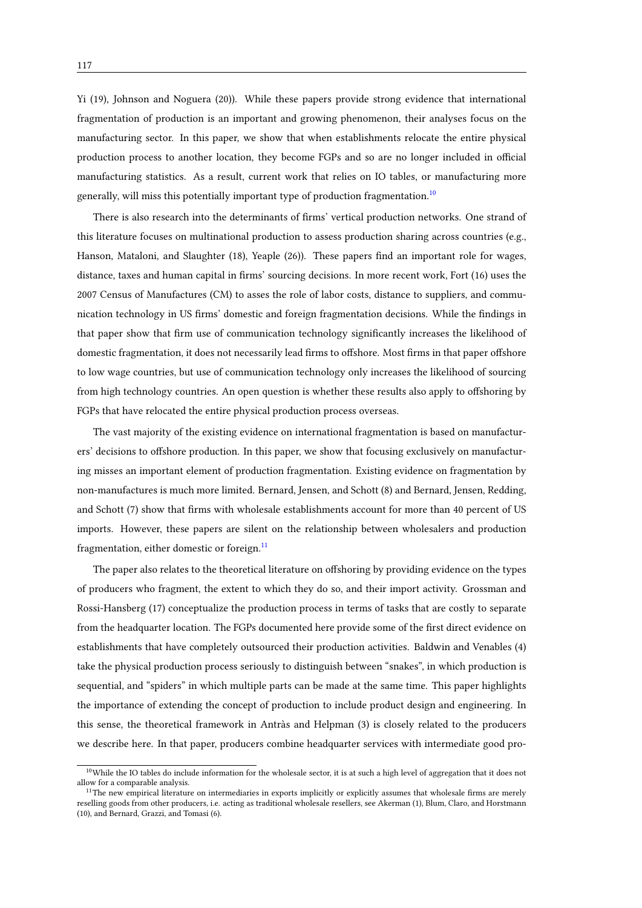Yi (19), Johnson and Noguera (20)). While these papers provide strong evidence that international fragmentation of production is an important and growing phenomenon, their analyses focus on the manufacturing sector. In this paper, we show that when establishments relocate the entire physical production process to another location, they become FGPs and so are no longer included in official manufacturing statistics. As a result, current work that relies on IO tables, or manufacturing more generally, will miss this potentially important type of production fragmentation.[10]

There is also research into the determinants of firms' vertical production networks. One strand of this literature focuses on multinational production to assess production sharing across countries (e.g., Hanson, Mataloni, and Slaughter (18), Yeaple (26)). These papers find an important role for wages, distance, taxes and human capital in firms' sourcing decisions. In more recent work, Fort (16) uses the 2007 Census of Manufactures (CM) to asses the role of labor costs, distance to suppliers, and communication technology in US firms' domestic and foreign fragmentation decisions. While the findings in that paper show that firm use of communication technology significantly increases the likelihood of domestic fragmentation, it does not necessarily lead firms to offshore. Most firms in that paper offshore to low wage countries, but use of communication technology only increases the likelihood of sourcing from high technology countries. An open question is whether these results also apply to offshoring by FGPs that have relocated the entire physical production process overseas.

The vast majority of the existing evidence on international fragmentation is based on manufacturers' decisions to offshore production. In this paper, we show that focusing exclusively on manufacturing misses an important element of production fragmentation. Existing evidence on fragmentation by non-manufactures is much more limited. Bernard, Jensen, and Schott (8) and Bernard, Jensen, Redding, and Schott (7) show that firms with wholesale establishments account for more than 40 percent of US imports. However, these papers are silent on the relationship between wholesalers and production fragmentation, either domestic or foreign.[11]

The paper also relates to the theoretical literature on offshoring by providing evidence on the types of producers who fragment, the extent to which they do so, and their import activity. Grossman and Rossi-Hansberg (17) conceptualize the production process in terms of tasks that are costly to separate from the headquarter location. The FGPs documented here provide some of the first direct evidence on establishments that have completely outsourced their production activities. Baldwin and Venables (4) take the physical production process seriously to distinguish between "snakes", in which production is sequential, and "spiders" in which multiple parts can be made at the same time. This paper highlights the importance of extending the concept of production to include product design and engineering. In this sense, the theoretical framework in Antràs and Helpman (3) is closely related to the producers we describe here. In that paper, producers combine headquarter services with intermediate good pro-

[10] While the IO tables do include information for the wholesale sector, it is at such a high level of aggregation that it does not allow for a comparable analysis.

[11] The new empirical literature on intermediaries in exports implicitly or explicitly assumes that wholesale firms are merely reselling goods from other producers, i.e. acting as traditional wholesale resellers, see Akerman (1), Blum, Claro, and Horstmann (10), and Bernard, Grazzi, and Tomasi (6).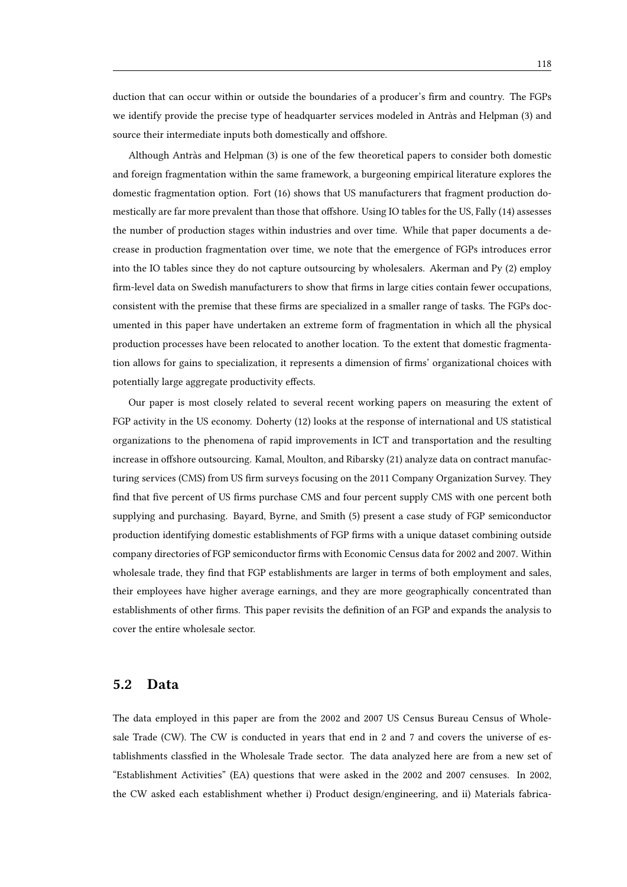duction that can occur within or outside the boundaries of a producer's firm and country. The FGPs we identify provide the precise type of headquarter services modeled in Antràs and Helpman (3) and source their intermediate inputs both domestically and offshore.

Although Antràs and Helpman (3) is one of the few theoretical papers to consider both domestic and foreign fragmentation within the same framework, a burgeoning empirical literature explores the domestic fragmentation option. Fort (16) shows that US manufacturers that fragment production domestically are far more prevalent than those that offshore. Using IO tables for the US, Fally (14) assesses the number of production stages within industries and over time. While that paper documents a decrease in production fragmentation over time, we note that the emergence of FGPs introduces error into the IO tables since they do not capture outsourcing by wholesalers. Akerman and Py (2) employ firm-level data on Swedish manufacturers to show that firms in large cities contain fewer occupations, consistent with the premise that these firms are specialized in a smaller range of tasks. The FGPs documented in this paper have undertaken an extreme form of fragmentation in which all the physical production processes have been relocated to another location. To the extent that domestic fragmentation allows for gains to specialization, it represents a dimension of firms' organizational choices with potentially large aggregate productivity effects.

Our paper is most closely related to several recent working papers on measuring the extent of FGP activity in the US economy. Doherty (12) looks at the response of international and US statistical organizations to the phenomena of rapid improvements in ICT and transportation and the resulting increase in offshore outsourcing. Kamal, Moulton, and Ribarsky (21) analyze data on contract manufacturing services (CMS) from US firm surveys focusing on the 2011 Company Organization Survey. They find that five percent of US firms purchase CMS and four percent supply CMS with one percent both supplying and purchasing. Bayard, Byrne, and Smith (5) present a case study of FGP semiconductor production identifying domestic establishments of FGP firms with a unique dataset combining outside company directories of FGP semiconductor firms with Economic Census data for 2002 and 2007. Within wholesale trade, they find that FGP establishments are larger in terms of both employment and sales, their employees have higher average earnings, and they are more geographically concentrated than establishments of other firms. This paper revisits the definition of an FGP and expands the analysis to cover the entire wholesale sector.

## 5.2 Data

The data employed in this paper are from the 2002 and 2007 US Census Bureau Census of Wholesale Trade (CW). The CW is conducted in years that end in 2 and 7 and covers the universe of establishments classfied in the Wholesale Trade sector. The data analyzed here are from a new set of "Establishment Activities" (EA) questions that were asked in the 2002 and 2007 censuses. In 2002, the CW asked each establishment whether i) Product design/engineering, and ii) Materials fabrica-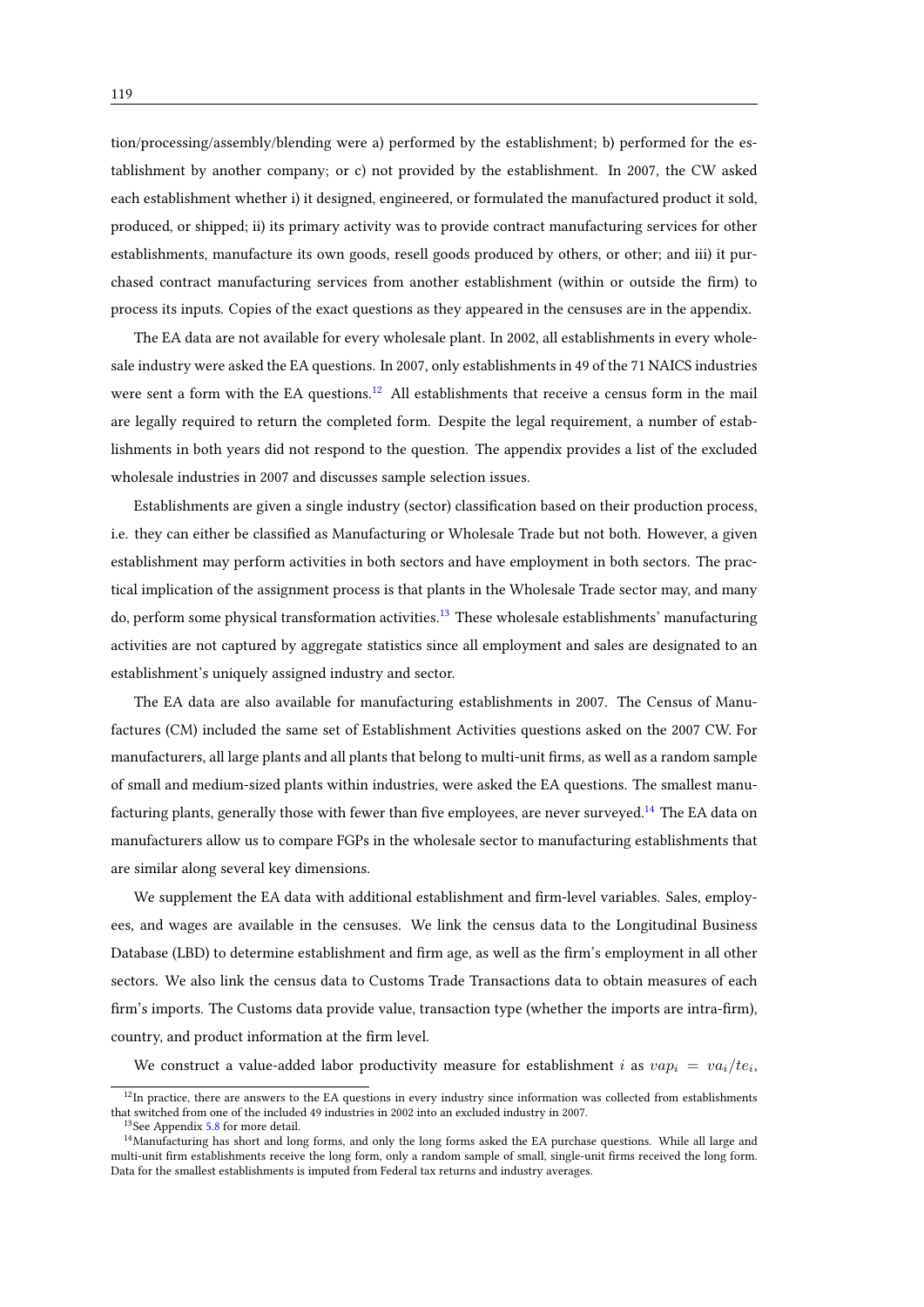tion/processing/assembly/blending were a) performed by the establishment; b) performed for the establishment by another company; or c) not provided by the establishment. In 2007, the CW asked each establishment whether i) it designed, engineered, or formulated the manufactured product it sold, produced, or shipped; ii) its primary activity was to provide contract manufacturing services for other establishments, manufacture its own goods, resell goods produced by others, or other; and iii) it purchased contract manufacturing services from another establishment (within or outside the firm) to process its inputs. Copies of the exact questions as they appeared in the censuses are in the appendix.

The EA data are not available for every wholesale plant. In 2002, all establishments in every wholesale industry were asked the EA questions. In 2007, only establishments in 49 of the 71 NAICS industries were sent a form with the EA questions.[12] All establishments that receive a census form in the mail are legally required to return the completed form. Despite the legal requirement, a number of establishments in both years did not respond to the question. The appendix provides a list of the excluded wholesale industries in 2007 and discusses sample selection issues.

Establishments are given a single industry (sector) classification based on their production process, i.e. they can either be classified as Manufacturing or Wholesale Trade but not both. However, a given establishment may perform activities in both sectors and have employment in both sectors. The practical implication of the assignment process is that plants in the Wholesale Trade sector may, and many do, perform some physical transformation activities.[13] These wholesale establishments' manufacturing activities are not captured by aggregate statistics since all employment and sales are designated to an establishment's uniquely assigned industry and sector.

The EA data are also available for manufacturing establishments in 2007. The Census of Manufactures (CM) included the same set of Establishment Activities questions asked on the 2007 CW. For manufacturers, all large plants and all plants that belong to multi-unit firms, as well as a random sample of small and medium-sized plants within industries, were asked the EA questions. The smallest manufacturing plants, generally those with fewer than five employees, are never surveyed.[14] The EA data on manufacturers allow us to compare FGPs in the wholesale sector to manufacturing establishments that are similar along several key dimensions.

We supplement the EA data with additional establishment and firm-level variables. Sales, employees, and wages are available in the censuses. We link the census data to the Longitudinal Business Database (LBD) to determine establishment and firm age, as well as the firm's employment in all other sectors. We also link the census data to Customs Trade Transactions data to obtain measures of each firm's imports. The Customs data provide value, transaction type (whether the imports are intra-firm), country, and product information at the firm level.

We construct a value-added labor productivity measure for establishment $i$ as $vap_i = va_i/te_i$,

[12] In practice, there are answers to the EA questions in every industry since information was collected from establishments that switched from one of the included 49 industries in 2002 into an excluded industry in 2007.

[13] See Appendix 5.8 for more detail.

[14] Manufacturing has short and long forms, and only the long forms asked the EA purchase questions. While all large and multi-unit firm establishments receive the long form, only a random sample of small, single-unit firms received the long form. Data for the smallest establishments is imputed from Federal tax returns and industry averages.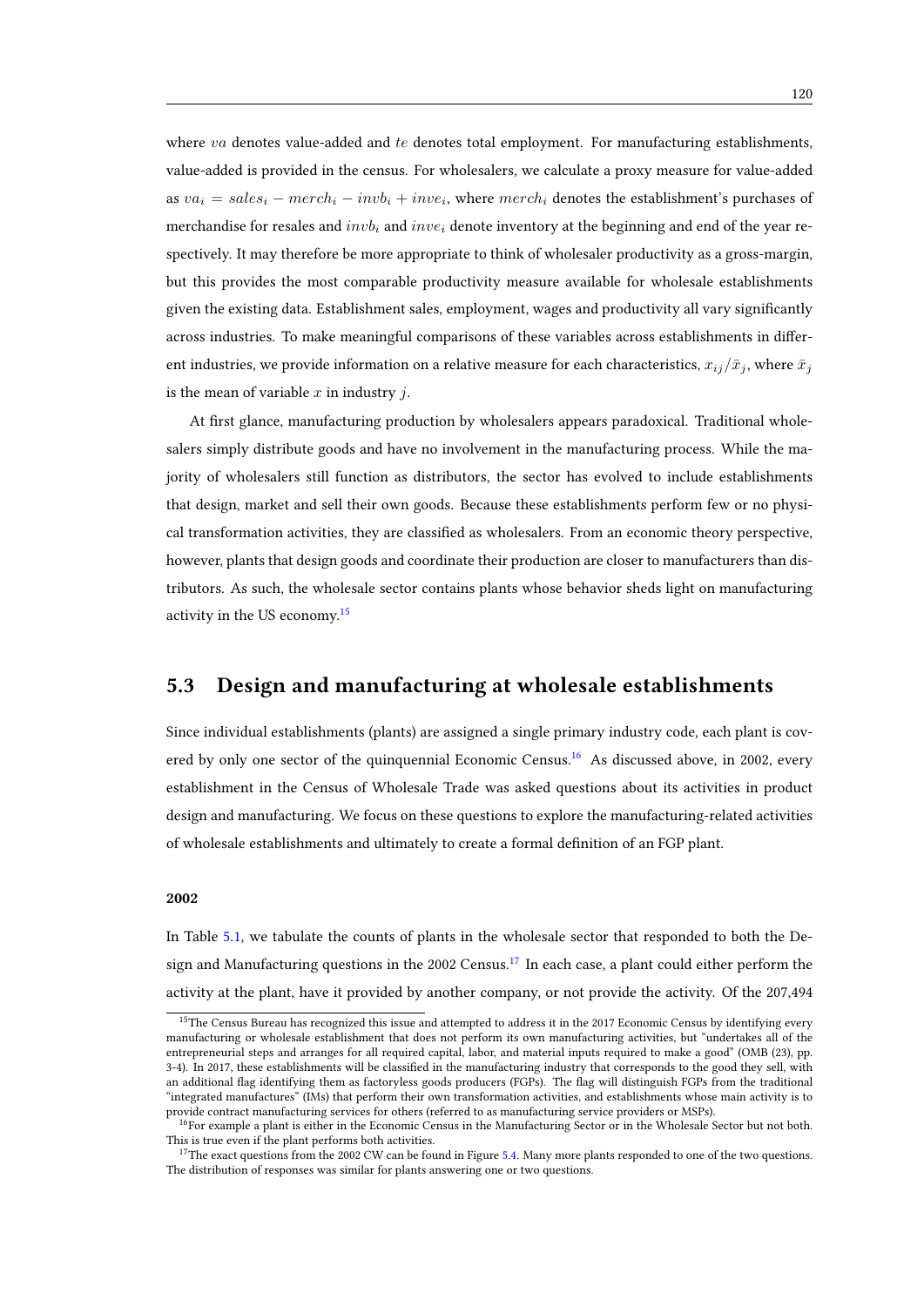where $va$ denotes value-added and $te$ denotes total employment. For manufacturing establishments, value-added is provided in the census. For wholesalers, we calculate a proxy measure for value-added as $va_i = sales_i - merch_i - invb_i + inve_i$, where $merch_i$ denotes the establishment's purchases of merchandise for resales and $invb_i$ and $inve_i$ denote inventory at the beginning and end of the year respectively. It may therefore be more appropriate to think of wholesaler productivity as a gross-margin, but this provides the most comparable productivity measure available for wholesale establishments given the existing data. Establishment sales, employment, wages and productivity all vary significantly across industries. To make meaningful comparisons of these variables across establishments in different industries, we provide information on a relative measure for each characteristics, $x_{ij}/\bar{x}_j$, where $\bar{x}_j$ is the mean of variable $x$ in industry $j$.

At first glance, manufacturing production by wholesalers appears paradoxical. Traditional wholesalers simply distribute goods and have no involvement in the manufacturing process. While the majority of wholesalers still function as distributors, the sector has evolved to include establishments that design, market and sell their own goods. Because these establishments perform few or no physical transformation activities, they are classified as wholesalers. From an economic theory perspective, however, plants that design goods and coordinate their production are closer to manufacturers than distributors. As such, the wholesale sector contains plants whose behavior sheds light on manufacturing activity in the US economy.[15]

## 5.3 Design and manufacturing at wholesale establishments

Since individual establishments (plants) are assigned a single primary industry code, each plant is covered by only one sector of the quinquennial Economic Census.[16] As discussed above, in 2002, every establishment in the Census of Wholesale Trade was asked questions about its activities in product design and manufacturing. We focus on these questions to explore the manufacturing-related activities of wholesale establishments and ultimately to create a formal definition of an FGP plant.

#### 2002

In Table 5.1, we tabulate the counts of plants in the wholesale sector that responded to both the Design and Manufacturing questions in the 2002 Census.[17] In each case, a plant could either perform the activity at the plant, have it provided by another company, or not provide the activity. Of the 207,494

[15] The Census Bureau has recognized this issue and attempted to address it in the 2017 Economic Census by identifying every manufacturing or wholesale establishment that does not perform its own manufacturing activities, but "undertakes all of the entrepreneurial steps and arranges for all required capital, labor, and material inputs required to make a good" (OMB (23), pp. 3-4). In 2017, these establishments will be classified in the manufacturing industry that corresponds to the good they sell, with an additional flag identifying them as factoryless goods producers (FGPs). The flag will distinguish FGPs from the traditional "integrated manufactures" (IMs) that perform their own transformation activities, and establishments whose main activity is to provide contract manufacturing services for others (referred to as manufacturing service providers or MSPs).

[16] For example a plant is either in the Economic Census in the Manufacturing Sector or in the Wholesale Sector but not both. This is true even if the plant performs both activities.

[17] The exact questions from the 2002 CW can be found in Figure 5.4. Many more plants responded to one of the two questions. The distribution of responses was similar for plants answering one or two questions.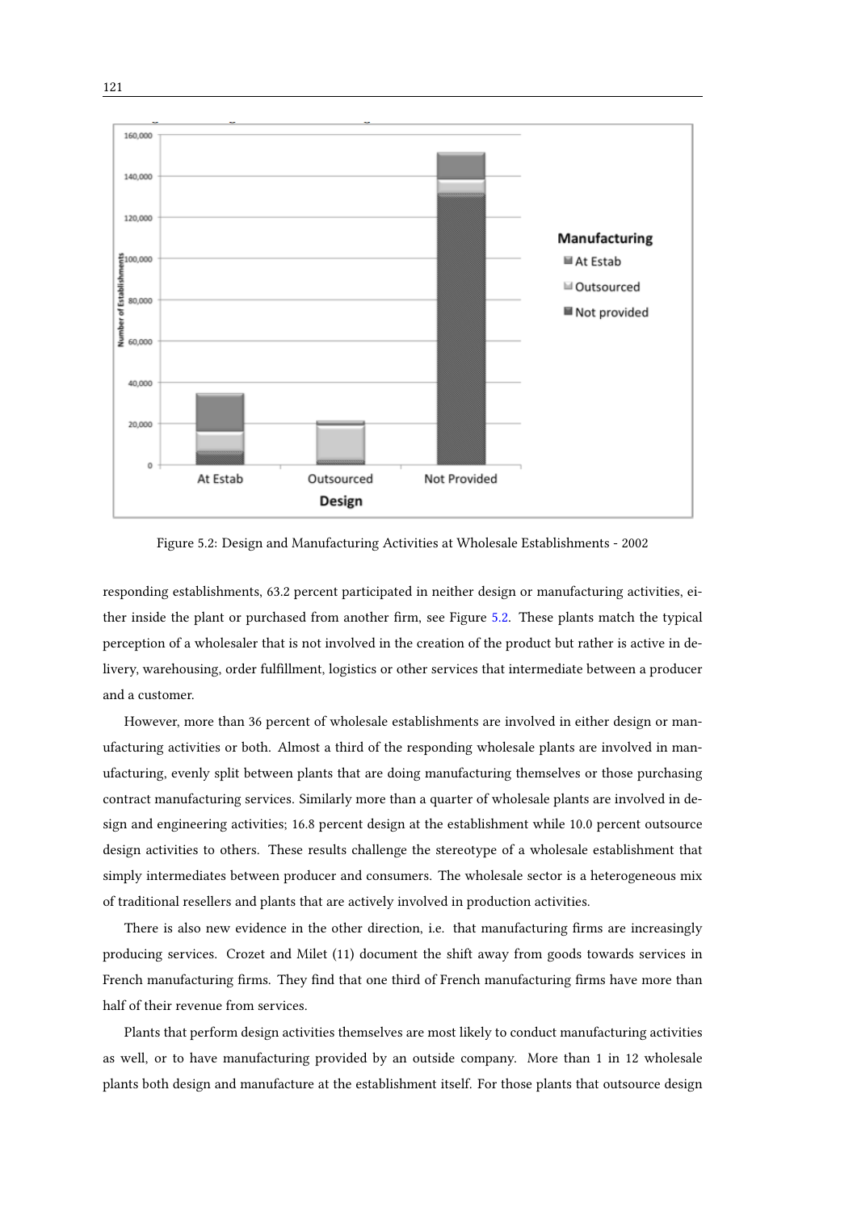Figure 5.2: Design and Manufacturing Activities at Wholesale Establishments - 2002

responding establishments, 63.2 percent participated in neither design or manufacturing activities, either inside the plant or purchased from another firm, see Figure 5.2. These plants match the typical perception of a wholesaler that is not involved in the creation of the product but rather is active in delivery, warehousing, order fulfillment, logistics or other services that intermediate between a producer and a customer.

However, more than 36 percent of wholesale establishments are involved in either design or manufacturing activities or both. Almost a third of the responding wholesale plants are involved in manufacturing, evenly split between plants that are doing manufacturing themselves or those purchasing contract manufacturing services. Similarly more than a quarter of wholesale plants are involved in design and engineering activities; 16.8 percent design at the establishment while 10.0 percent outsource design activities to others. These results challenge the stereotype of a wholesale establishment that simply intermediates between producer and consumers. The wholesale sector is a heterogeneous mix of traditional resellers and plants that are actively involved in production activities.

There is also new evidence in the other direction, i.e. that manufacturing firms are increasingly producing services. Crozet and Milet (11) document the shift away from goods towards services in French manufacturing firms. They find that one third of French manufacturing firms have more than half of their revenue from services.

Plants that perform design activities themselves are most likely to conduct manufacturing activities as well, or to have manufacturing provided by an outside company. More than 1 in 12 wholesale plants both design and manufacture at the establishment itself. For those plants that outsource design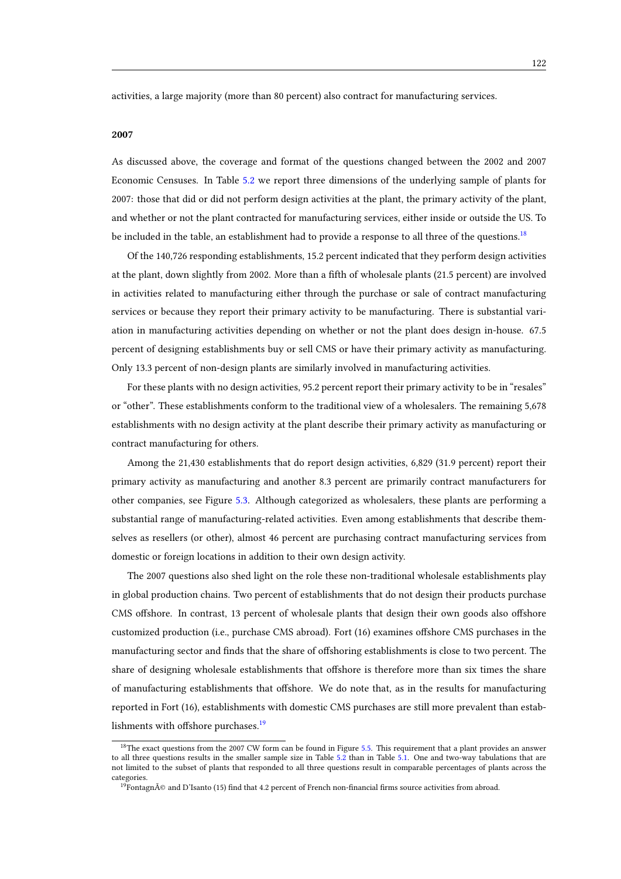activities, a large majority (more than 80 percent) also contract for manufacturing services.

**2007**

As discussed above, the coverage and format of the questions changed between the 2002 and 2007 Economic Censuses. In Table 5.2 we report three dimensions of the underlying sample of plants for 2007: those that did or did not perform design activities at the plant, the primary activity of the plant, and whether or not the plant contracted for manufacturing services, either inside or outside the US. To be included in the table, an establishment had to provide a response to all three of the questions.[18]

Of the 140,726 responding establishments, 15.2 percent indicated that they perform design activities at the plant, down slightly from 2002. More than a fifth of wholesale plants (21.5 percent) are involved in activities related to manufacturing either through the purchase or sale of contract manufacturing services or because they report their primary activity to be manufacturing. There is substantial variation in manufacturing activities depending on whether or not the plant does design in-house. 67.5 percent of designing establishments buy or sell CMS or have their primary activity as manufacturing. Only 13.3 percent of non-design plants are similarly involved in manufacturing activities.

For these plants with no design activities, 95.2 percent report their primary activity to be in "resales" or "other". These establishments conform to the traditional view of a wholesalers. The remaining 5,678 establishments with no design activity at the plant describe their primary activity as manufacturing or contract manufacturing for others.

Among the 21,430 establishments that do report design activities, 6,829 (31.9 percent) report their primary activity as manufacturing and another 8.3 percent are primarily contract manufacturers for other companies, see Figure 5.3. Although categorized as wholesalers, these plants are performing a substantial range of manufacturing-related activities. Even among establishments that describe themselves as resellers (or other), almost 46 percent are purchasing contract manufacturing services from domestic or foreign locations in addition to their own design activity.

The 2007 questions also shed light on the role these non-traditional wholesale establishments play in global production chains. Two percent of establishments that do not design their products purchase CMS offshore. In contrast, 13 percent of wholesale plants that design their own goods also offshore customized production (i.e., purchase CMS abroad). Fort (16) examines offshore CMS purchases in the manufacturing sector and finds that the share of offshoring establishments is close to two percent. The share of designing wholesale establishments that offshore is therefore more than six times the share of manufacturing establishments that offshore. We do note that, as in the results for manufacturing reported in Fort (16), establishments with domestic CMS purchases are still more prevalent than establishments with offshore purchases.[19]

[18] The exact questions from the 2007 CW form can be found in Figure 5.5. This requirement that a plant provides an answer to all three questions results in the smaller sample size in Table 5.2 than in Table 5.1. One and two-way tabulations that are not limited to the subset of plants that responded to all three questions result in comparable percentages of plants across the categories.

[19] FontagnÃ© and D'Isanto (15) find that 4.2 percent of French non-financial firms source activities from abroad.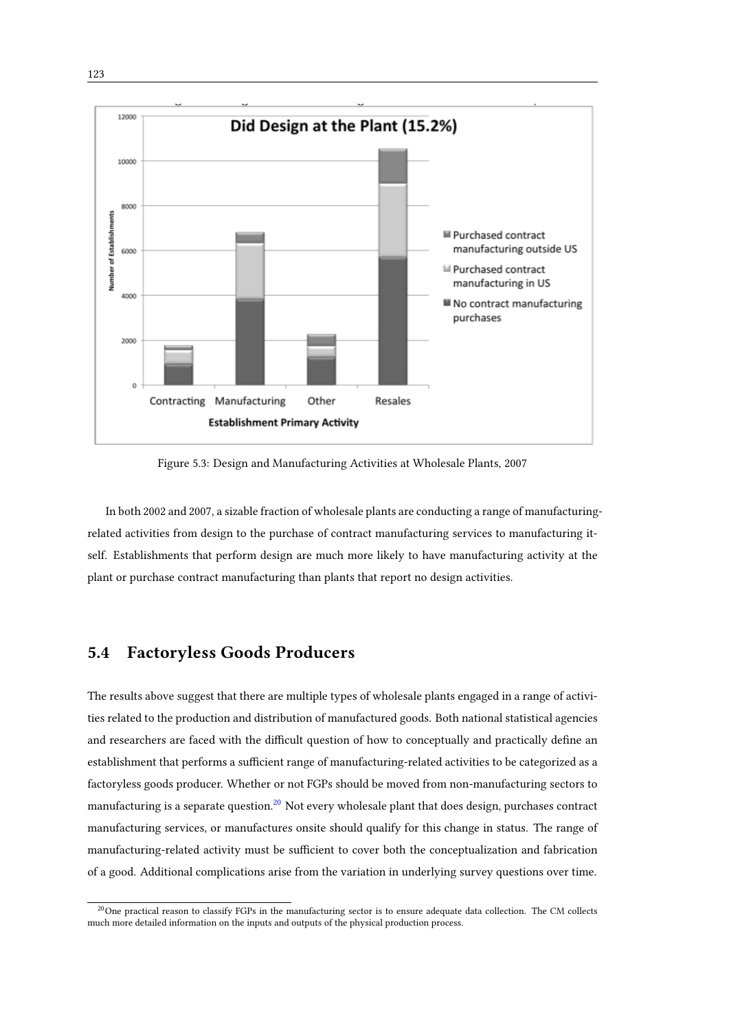Figure 5.3: Design and Manufacturing Activities at Wholesale Plants, 2007

In both 2002 and 2007, a sizable fraction of wholesale plants are conducting a range of manufacturing-related activities from design to the purchase of contract manufacturing services to manufacturing itself. Establishments that perform design are much more likely to have manufacturing activity at the plant or purchase contract manufacturing than plants that report no design activities.

## 5.4 Factoryless Goods Producers

The results above suggest that there are multiple types of wholesale plants engaged in a range of activities related to the production and distribution of manufactured goods. Both national statistical agencies and researchers are faced with the difficult question of how to conceptually and practically define an establishment that performs a sufficient range of manufacturing-related activities to be categorized as a factoryless goods producer. Whether or not FGPs should be moved from non-manufacturing sectors to manufacturing is a separate question.[20] Not every wholesale plant that does design, purchases contract manufacturing services, or manufactures onsite should qualify for this change in status. The range of manufacturing-related activity must be sufficient to cover both the conceptualization and fabrication of a good. Additional complications arise from the variation in underlying survey questions over time.

[20] One practical reason to classify FGPs in the manufacturing sector is to ensure adequate data collection. The CM collects much more detailed information on the inputs and outputs of the physical production process.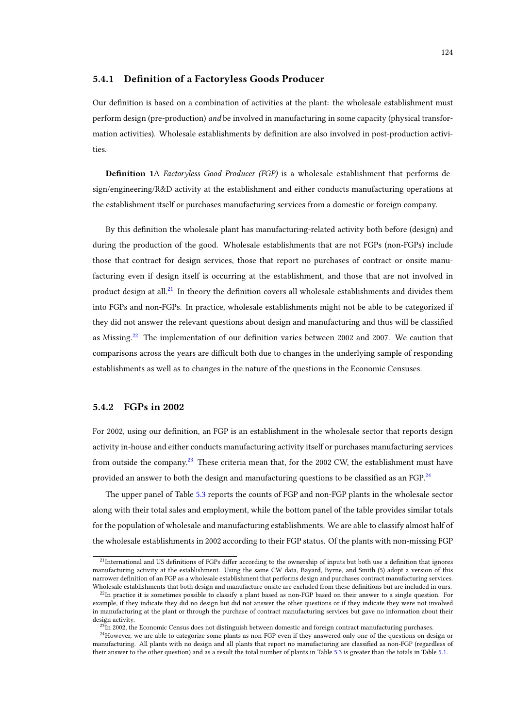### 5.4.1 Definition of a Factoryless Goods Producer

Our definition is based on a combination of activities at the plant: the wholesale establishment must perform design (pre-production) *and* be involved in manufacturing in some capacity (physical transformation activities). Wholesale establishments by definition are also involved in post-production activities.

**Definition 1**A *Factoryless Good Producer (FGP)* is a wholesale establishment that performs design/engineering/R&D activity at the establishment and either conducts manufacturing operations at the establishment itself or purchases manufacturing services from a domestic or foreign company.

By this definition the wholesale plant has manufacturing-related activity both before (design) and during the production of the good. Wholesale establishments that are not FGPs (non-FGPs) include those that contract for design services, those that report no purchases of contract or onsite manufacturing even if design itself is occurring at the establishment, and those that are not involved in product design at all.[21] In theory the definition covers all wholesale establishments and divides them into FGPs and non-FGPs. In practice, wholesale establishments might not be able to be categorized if they did not answer the relevant questions about design and manufacturing and thus will be classified as Missing.[22] The implementation of our definition varies between 2002 and 2007. We caution that comparisons across the years are difficult both due to changes in the underlying sample of responding establishments as well as to changes in the nature of the questions in the Economic Censuses.

### 5.4.2 FGPs in 2002

For 2002, using our definition, an FGP is an establishment in the wholesale sector that reports design activity in-house and either conducts manufacturing activity itself or purchases manufacturing services from outside the company.[23] These criteria mean that, for the 2002 CW, the establishment must have provided an answer to both the design and manufacturing questions to be classified as an FGP.[24]

The upper panel of Table 5.3 reports the counts of FGP and non-FGP plants in the wholesale sector along with their total sales and employment, while the bottom panel of the table provides similar totals for the population of wholesale and manufacturing establishments. We are able to classify almost half of the wholesale establishments in 2002 according to their FGP status. Of the plants with non-missing FGP

---

[21] International and US definitions of FGPs differ according to the ownership of inputs but both use a definition that ignores manufacturing activity at the establishment. Using the same CW data, Bayard, Byrne, and Smith (5) adopt a version of this narrower definition of an FGP as a wholesale establishment that performs design and purchases contract manufacturing services. Wholesale establishments that both design and manufacture onsite are excluded from these definitions but are included in ours.

[22] In practice it is sometimes possible to classify a plant based as non-FGP based on their answer to a single question. For example, if they indicate they did no design but did not answer the other questions or if they indicate they were not involved in manufacturing at the plant or through the purchase of contract manufacturing services but gave no information about their design activity.

[23] In 2002, the Economic Census does not distinguish between domestic and foreign contract manufacturing purchases.

[24] However, we are able to categorize some plants as non-FGP even if they answered only one of the questions on design or manufacturing. All plants with no design and all plants that report no manufacturing are classified as non-FGP (regardless of their answer to the other question) and as a result the total number of plants in Table 5.3 is greater than the totals in Table 5.1.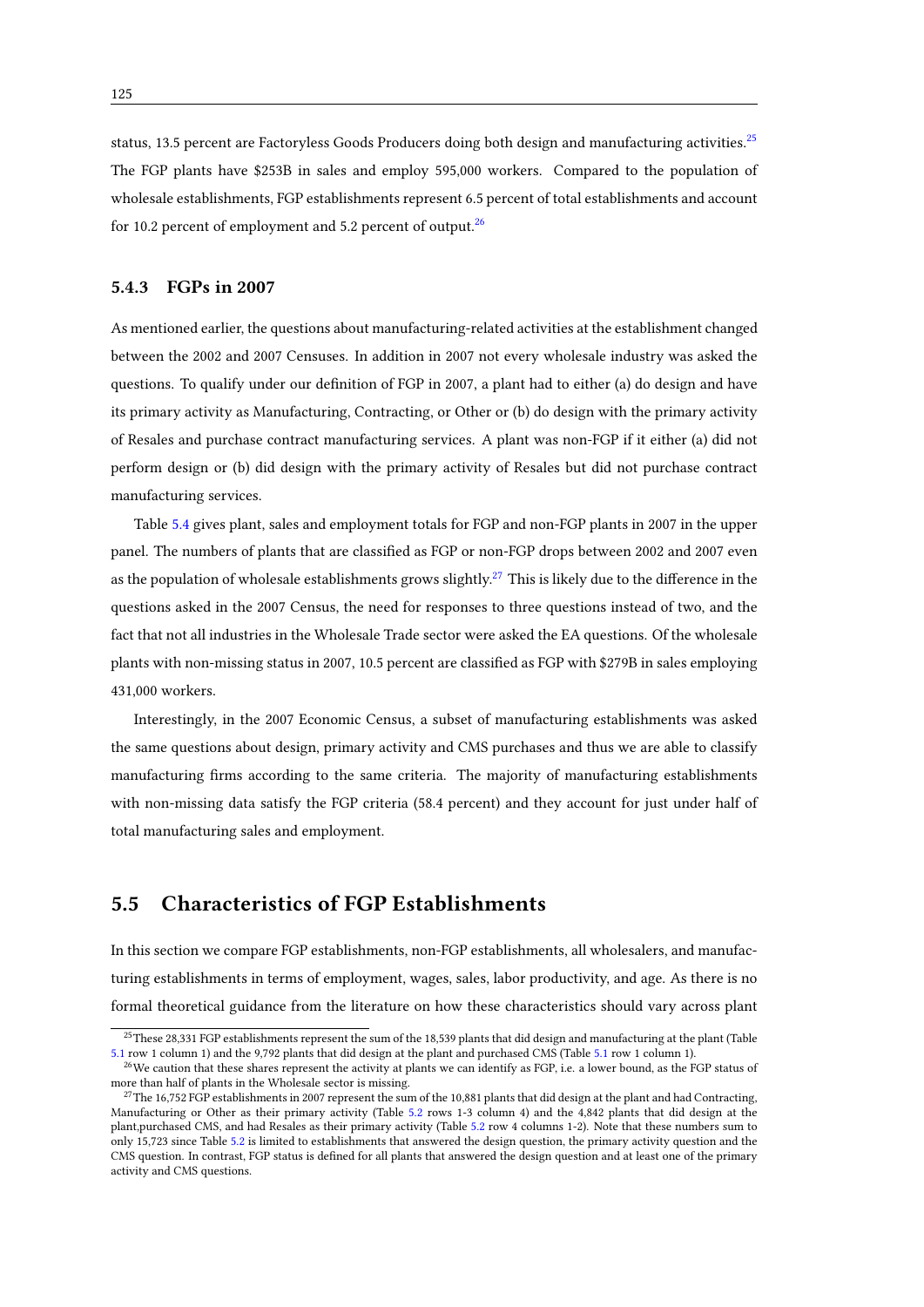status, 13.5 percent are Factoryless Goods Producers doing both design and manufacturing activities.[25] The FGP plants have $253B in sales and employ 595,000 workers. Compared to the population of wholesale establishments, FGP establishments represent 6.5 percent of total establishments and account for 10.2 percent of employment and 5.2 percent of output.[26]

### 5.4.3 FGPs in 2007

As mentioned earlier, the questions about manufacturing-related activities at the establishment changed between the 2002 and 2007 Censuses. In addition in 2007 not every wholesale industry was asked the questions. To qualify under our definition of FGP in 2007, a plant had to either (a) do design and have its primary activity as Manufacturing, Contracting, or Other or (b) do design with the primary activity of Resales and purchase contract manufacturing services. A plant was non-FGP if it either (a) did not perform design or (b) did design with the primary activity of Resales but did not purchase contract manufacturing services.

Table 5.4 gives plant, sales and employment totals for FGP and non-FGP plants in 2007 in the upper panel. The numbers of plants that are classified as FGP or non-FGP drops between 2002 and 2007 even as the population of wholesale establishments grows slightly.[27] This is likely due to the difference in the questions asked in the 2007 Census, the need for responses to three questions instead of two, and the fact that not all industries in the Wholesale Trade sector were asked the EA questions. Of the wholesale plants with non-missing status in 2007, 10.5 percent are classified as FGP with $279B in sales employing 431,000 workers.

Interestingly, in the 2007 Economic Census, a subset of manufacturing establishments was asked the same questions about design, primary activity and CMS purchases and thus we are able to classify manufacturing firms according to the same criteria. The majority of manufacturing establishments with non-missing data satisfy the FGP criteria (58.4 percent) and they account for just under half of total manufacturing sales and employment.

## 5.5 Characteristics of FGP Establishments

In this section we compare FGP establishments, non-FGP establishments, all wholesalers, and manufacturing establishments in terms of employment, wages, sales, labor productivity, and age. As there is no formal theoretical guidance from the literature on how these characteristics should vary across plant

[25] These 28,331 FGP establishments represent the sum of the 18,539 plants that did design and manufacturing at the plant (Table 5.1 row 1 column 1) and the 9,792 plants that did design at the plant and purchased CMS (Table 5.1 row 1 column 1).

[26] We caution that these shares represent the activity at plants we can identify as FGP, i.e. a lower bound, as the FGP status of more than half of plants in the Wholesale sector is missing.

[27] The 16,752 FGP establishments in 2007 represent the sum of the 10,881 plants that did design at the plant and had Contracting, Manufacturing or Other as their primary activity (Table 5.2 rows 1-3 column 4) and the 4,842 plants that did design at the plant,purchased CMS, and had Resales as their primary activity (Table 5.2 row 4 columns 1-2). Note that these numbers sum to only 15,723 since Table 5.2 is limited to establishments that answered the design question, the primary activity question and the CMS question. In contrast, FGP status is defined for all plants that answered the design question and at least one of the primary activity and CMS questions.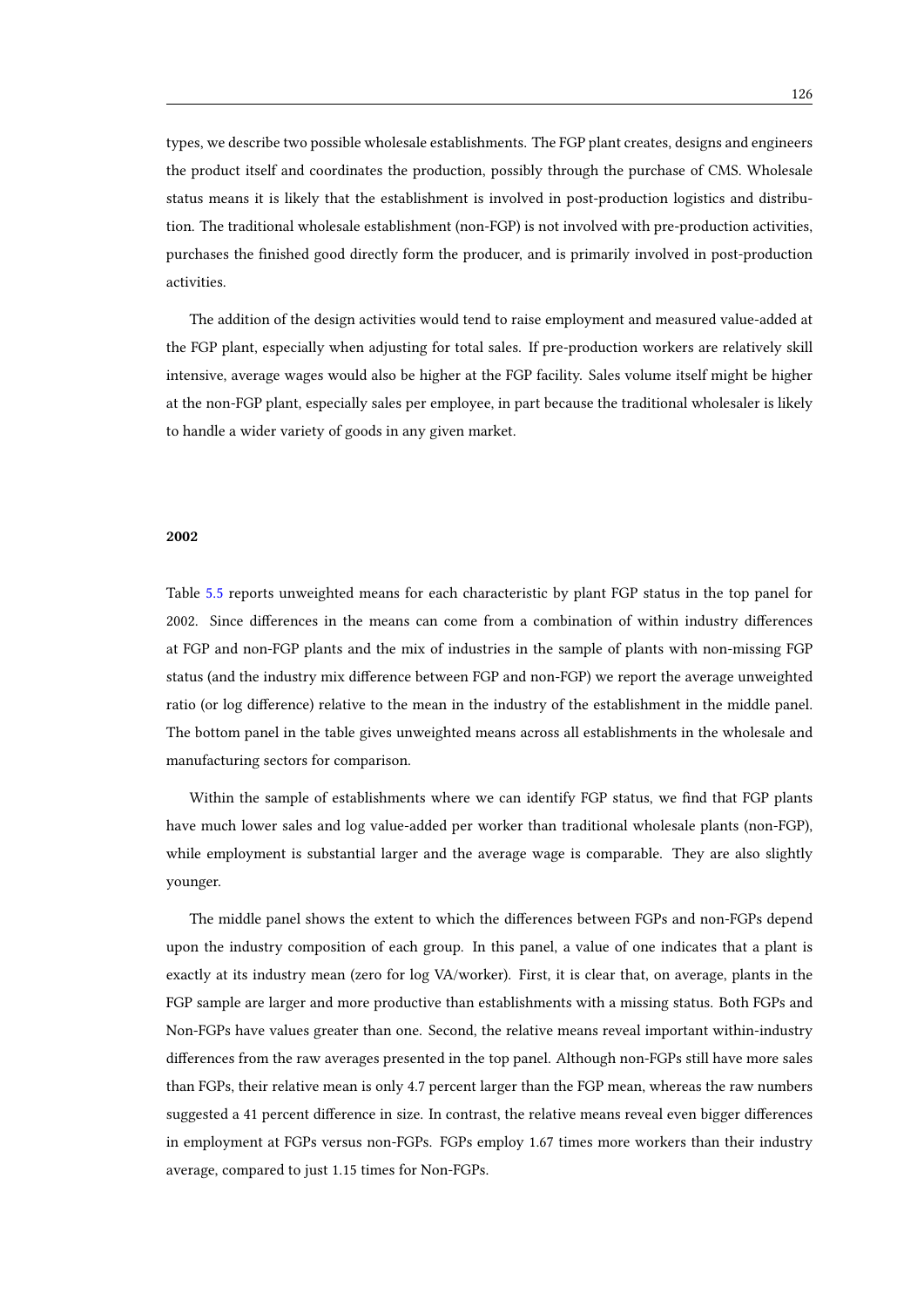types, we describe two possible wholesale establishments. The FGP plant creates, designs and engineers the product itself and coordinates the production, possibly through the purchase of CMS. Wholesale status means it is likely that the establishment is involved in post-production logistics and distribution. The traditional wholesale establishment (non-FGP) is not involved with pre-production activities, purchases the finished good directly form the producer, and is primarily involved in post-production activities.

The addition of the design activities would tend to raise employment and measured value-added at the FGP plant, especially when adjusting for total sales. If pre-production workers are relatively skill intensive, average wages would also be higher at the FGP facility. Sales volume itself might be higher at the non-FGP plant, especially sales per employee, in part because the traditional wholesaler is likely to handle a wider variety of goods in any given market.

**2002**

Table 5.5 reports unweighted means for each characteristic by plant FGP status in the top panel for 2002. Since differences in the means can come from a combination of within industry differences at FGP and non-FGP plants and the mix of industries in the sample of plants with non-missing FGP status (and the industry mix difference between FGP and non-FGP) we report the average unweighted ratio (or log difference) relative to the mean in the industry of the establishment in the middle panel. The bottom panel in the table gives unweighted means across all establishments in the wholesale and manufacturing sectors for comparison.

Within the sample of establishments where we can identify FGP status, we find that FGP plants have much lower sales and log value-added per worker than traditional wholesale plants (non-FGP), while employment is substantial larger and the average wage is comparable. They are also slightly younger.

The middle panel shows the extent to which the differences between FGPs and non-FGPs depend upon the industry composition of each group. In this panel, a value of one indicates that a plant is exactly at its industry mean (zero for log VA/worker). First, it is clear that, on average, plants in the FGP sample are larger and more productive than establishments with a missing status. Both FGPs and Non-FGPs have values greater than one. Second, the relative means reveal important within-industry differences from the raw averages presented in the top panel. Although non-FGPs still have more sales than FGPs, their relative mean is only 4.7 percent larger than the FGP mean, whereas the raw numbers suggested a 41 percent difference in size. In contrast, the relative means reveal even bigger differences in employment at FGPs versus non-FGPs. FGPs employ 1.67 times more workers than their industry average, compared to just 1.15 times for Non-FGPs.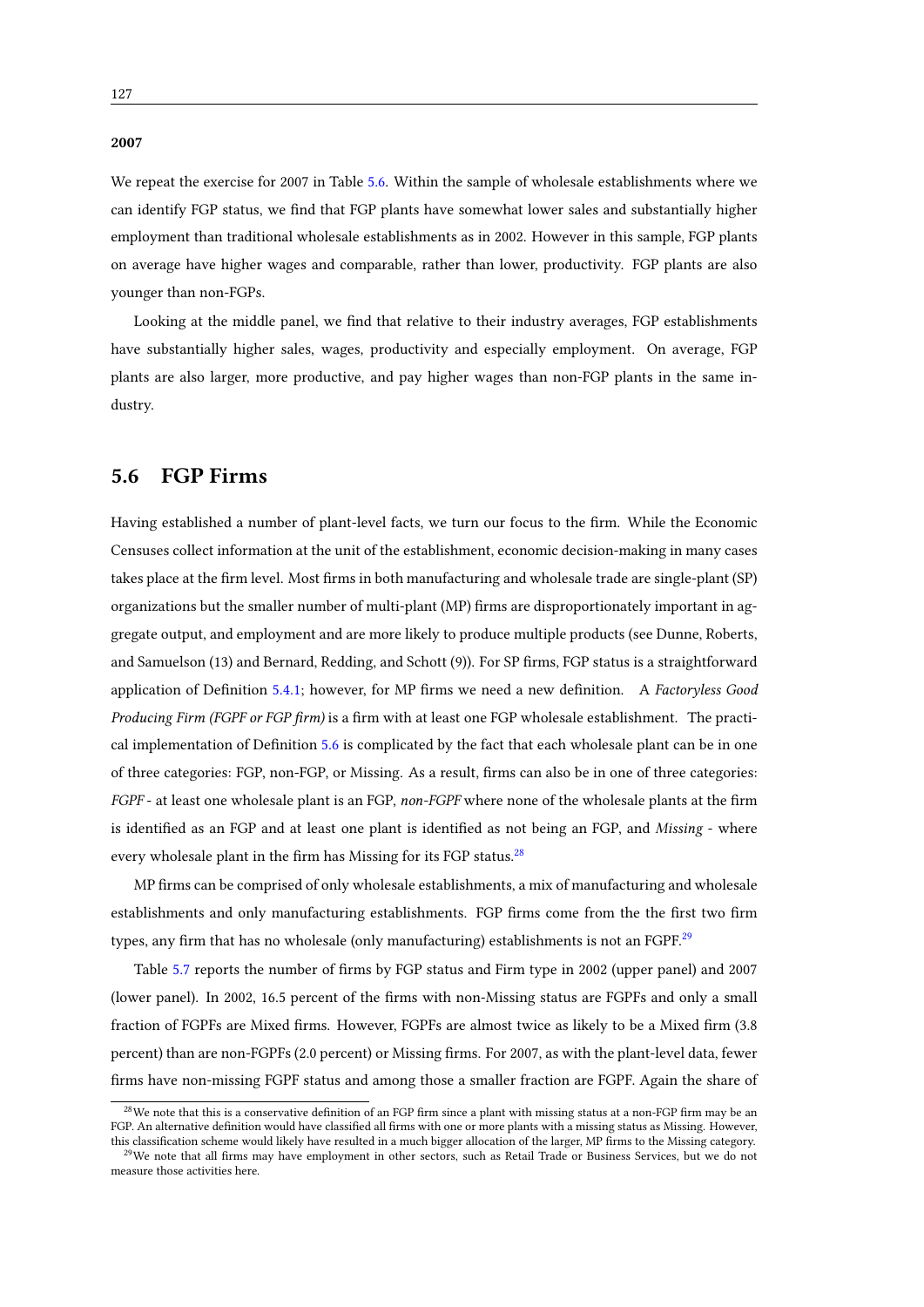**2007**

We repeat the exercise for 2007 in Table 5.6. Within the sample of wholesale establishments where we can identify FGP status, we find that FGP plants have somewhat lower sales and substantially higher employment than traditional wholesale establishments as in 2002. However in this sample, FGP plants on average have higher wages and comparable, rather than lower, productivity. FGP plants are also younger than non-FGPs.

Looking at the middle panel, we find that relative to their industry averages, FGP establishments have substantially higher sales, wages, productivity and especially employment. On average, FGP plants are also larger, more productive, and pay higher wages than non-FGP plants in the same industry.

## 5.6 FGP Firms

Having established a number of plant-level facts, we turn our focus to the firm. While the Economic Censuses collect information at the unit of the establishment, economic decision-making in many cases takes place at the firm level. Most firms in both manufacturing and wholesale trade are single-plant (SP) organizations but the smaller number of multi-plant (MP) firms are disproportionately important in aggregate output, and employment and are more likely to produce multiple products (see Dunne, Roberts, and Samuelson (13) and Bernard, Redding, and Schott (9)). For SP firms, FGP status is a straightforward application of Definition 5.4.1; however, for MP firms we need a new definition. A *Factoryless Good Producing Firm (FGPF or FGP firm)* is a firm with at least one FGP wholesale establishment. The practical implementation of Definition 5.6 is complicated by the fact that each wholesale plant can be in one of three categories: FGP, non-FGP, or Missing. As a result, firms can also be in one of three categories: *FGPF* - at least one wholesale plant is an FGP, *non-FGPF* where none of the wholesale plants at the firm is identified as an FGP and at least one plant is identified as not being an FGP, and *Missing* - where every wholesale plant in the firm has Missing for its FGP status.[28]

MP firms can be comprised of only wholesale establishments, a mix of manufacturing and wholesale establishments and only manufacturing establishments. FGP firms come from the the first two firm types, any firm that has no wholesale (only manufacturing) establishments is not an FGPF.[29]

Table 5.7 reports the number of firms by FGP status and Firm type in 2002 (upper panel) and 2007 (lower panel). In 2002, 16.5 percent of the firms with non-Missing status are FGPFs and only a small fraction of FGPFs are Mixed firms. However, FGPFs are almost twice as likely to be a Mixed firm (3.8 percent) than are non-FGPFs (2.0 percent) or Missing firms. For 2007, as with the plant-level data, fewer firms have non-missing FGPF status and among those a smaller fraction are FGPF. Again the share of

[28] We note that this is a conservative definition of an FGP firm since a plant with missing status at a non-FGP firm may be an FGP. An alternative definition would have classified all firms with one or more plants with a missing status as Missing. However, this classification scheme would likely have resulted in a much bigger allocation of the larger, MP firms to the Missing category.

[29] We note that all firms may have employment in other sectors, such as Retail Trade or Business Services, but we do not measure those activities here.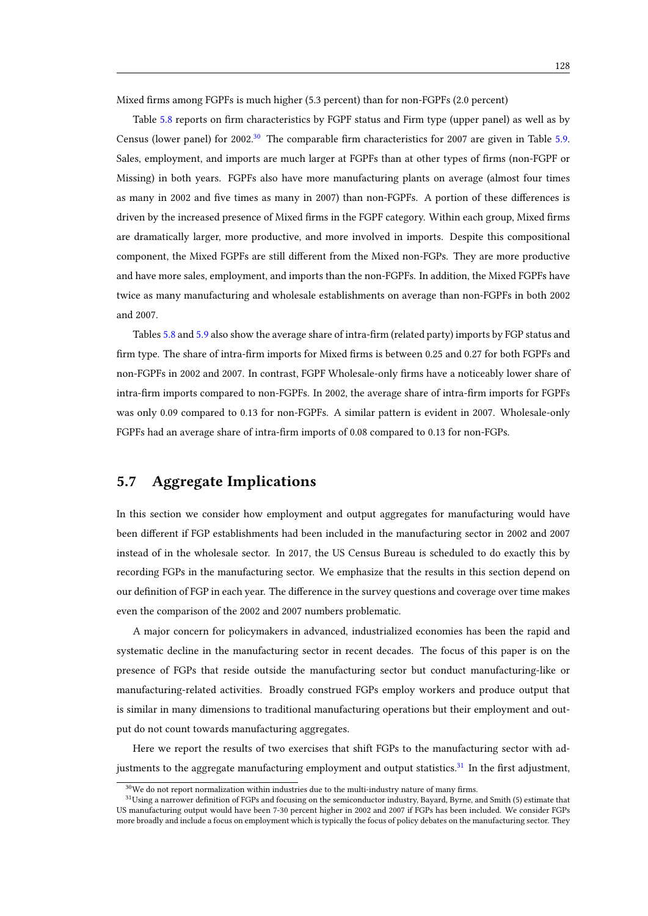Mixed firms among FGPFs is much higher (5.3 percent) than for non-FGPFs (2.0 percent)

Table 5.8 reports on firm characteristics by FGPF status and Firm type (upper panel) as well as by Census (lower panel) for 2002.[30] The comparable firm characteristics for 2007 are given in Table 5.9. Sales, employment, and imports are much larger at FGPFs than at other types of firms (non-FGPF or Missing) in both years. FGPFs also have more manufacturing plants on average (almost four times as many in 2002 and five times as many in 2007) than non-FGPFs. A portion of these differences is driven by the increased presence of Mixed firms in the FGPF category. Within each group, Mixed firms are dramatically larger, more productive, and more involved in imports. Despite this compositional component, the Mixed FGPFs are still different from the Mixed non-FGPs. They are more productive and have more sales, employment, and imports than the non-FGPFs. In addition, the Mixed FGPFs have twice as many manufacturing and wholesale establishments on average than non-FGPFs in both 2002 and 2007.

Tables 5.8 and 5.9 also show the average share of intra-firm (related party) imports by FGP status and firm type. The share of intra-firm imports for Mixed firms is between 0.25 and 0.27 for both FGPFs and non-FGPFs in 2002 and 2007. In contrast, FGPF Wholesale-only firms have a noticeably lower share of intra-firm imports compared to non-FGPFs. In 2002, the average share of intra-firm imports for FGPFs was only 0.09 compared to 0.13 for non-FGPFs. A similar pattern is evident in 2007. Wholesale-only FGPFs had an average share of intra-firm imports of 0.08 compared to 0.13 for non-FGPs.

## 5.7 Aggregate Implications

In this section we consider how employment and output aggregates for manufacturing would have been different if FGP establishments had been included in the manufacturing sector in 2002 and 2007 instead of in the wholesale sector. In 2017, the US Census Bureau is scheduled to do exactly this by recording FGPs in the manufacturing sector. We emphasize that the results in this section depend on our definition of FGP in each year. The difference in the survey questions and coverage over time makes even the comparison of the 2002 and 2007 numbers problematic.

A major concern for policymakers in advanced, industrialized economies has been the rapid and systematic decline in the manufacturing sector in recent decades. The focus of this paper is on the presence of FGPs that reside outside the manufacturing sector but conduct manufacturing-like or manufacturing-related activities. Broadly construed FGPs employ workers and produce output that is similar in many dimensions to traditional manufacturing operations but their employment and output do not count towards manufacturing aggregates.

Here we report the results of two exercises that shift FGPs to the manufacturing sector with adjustments to the aggregate manufacturing employment and output statistics.[31] In the first adjustment,

[30] We do not report normalization within industries due to the multi-industry nature of many firms.

[31] Using a narrower definition of FGPs and focusing on the semiconductor industry, Bayard, Byrne, and Smith (5) estimate that US manufacturing output would have been 7-30 percent higher in 2002 and 2007 if FGPs has been included. We consider FGPs more broadly and include a focus on employment which is typically the focus of policy debates on the manufacturing sector. They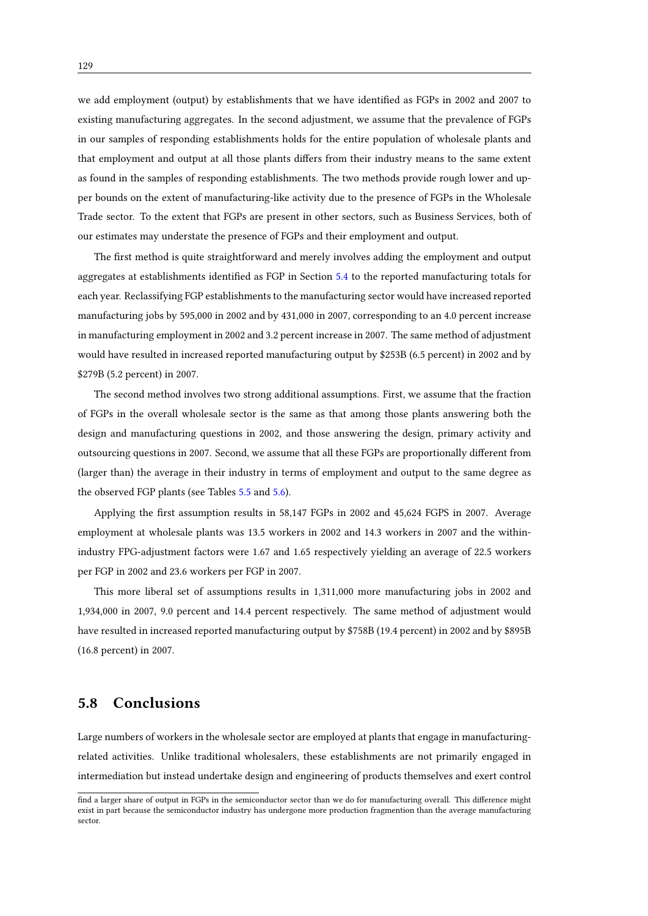we add employment (output) by establishments that we have identified as FGPs in 2002 and 2007 to existing manufacturing aggregates. In the second adjustment, we assume that the prevalence of FGPs in our samples of responding establishments holds for the entire population of wholesale plants and that employment and output at all those plants differs from their industry means to the same extent as found in the samples of responding establishments. The two methods provide rough lower and upper bounds on the extent of manufacturing-like activity due to the presence of FGPs in the Wholesale Trade sector. To the extent that FGPs are present in other sectors, such as Business Services, both of our estimates may understate the presence of FGPs and their employment and output.

The first method is quite straightforward and merely involves adding the employment and output aggregates at establishments identified as FGP in Section 5.4 to the reported manufacturing totals for each year. Reclassifying FGP establishments to the manufacturing sector would have increased reported manufacturing jobs by 595,000 in 2002 and by 431,000 in 2007, corresponding to an 4.0 percent increase in manufacturing employment in 2002 and 3.2 percent increase in 2007. The same method of adjustment would have resulted in increased reported manufacturing output by \$253B (6.5 percent) in 2002 and by \$279B (5.2 percent) in 2007.

The second method involves two strong additional assumptions. First, we assume that the fraction of FGPs in the overall wholesale sector is the same as that among those plants answering both the design and manufacturing questions in 2002, and those answering the design, primary activity and outsourcing questions in 2007. Second, we assume that all these FGPs are proportionally different from (larger than) the average in their industry in terms of employment and output to the same degree as the observed FGP plants (see Tables 5.5 and 5.6).

Applying the first assumption results in 58,147 FGPs in 2002 and 45,624 FGPS in 2007. Average employment at wholesale plants was 13.5 workers in 2002 and 14.3 workers in 2007 and the within-industry FPG-adjustment factors were 1.67 and 1.65 respectively yielding an average of 22.5 workers per FGP in 2002 and 23.6 workers per FGP in 2007.

This more liberal set of assumptions results in 1,311,000 more manufacturing jobs in 2002 and 1,934,000 in 2007, 9.0 percent and 14.4 percent respectively. The same method of adjustment would have resulted in increased reported manufacturing output by \$758B (19.4 percent) in 2002 and by \$895B (16.8 percent) in 2007.

## 5.8 Conclusions

Large numbers of workers in the wholesale sector are employed at plants that engage in manufacturing-related activities. Unlike traditional wholesalers, these establishments are not primarily engaged in intermediation but instead undertake design and engineering of products themselves and exert control

---

find a larger share of output in FGPs in the semiconductor sector than we do for manufacturing overall. This difference might exist in part because the semiconductor industry has undergone more production fragmention than the average manufacturing sector.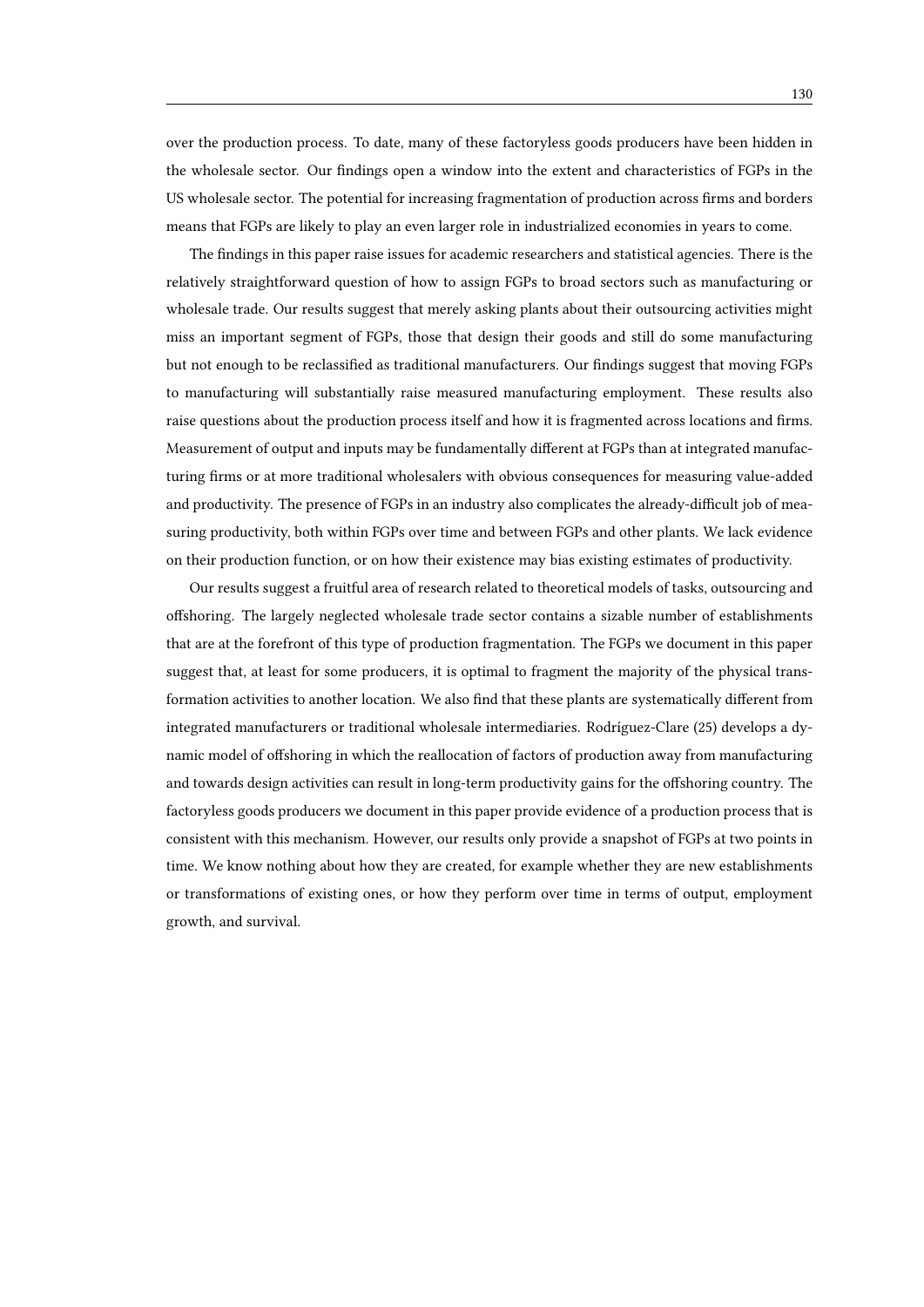over the production process. To date, many of these factoryless goods producers have been hidden in the wholesale sector. Our findings open a window into the extent and characteristics of FGPs in the US wholesale sector. The potential for increasing fragmentation of production across firms and borders means that FGPs are likely to play an even larger role in industrialized economies in years to come.

The findings in this paper raise issues for academic researchers and statistical agencies. There is the relatively straightforward question of how to assign FGPs to broad sectors such as manufacturing or wholesale trade. Our results suggest that merely asking plants about their outsourcing activities might miss an important segment of FGPs, those that design their goods and still do some manufacturing but not enough to be reclassified as traditional manufacturers. Our findings suggest that moving FGPs to manufacturing will substantially raise measured manufacturing employment. These results also raise questions about the production process itself and how it is fragmented across locations and firms. Measurement of output and inputs may be fundamentally different at FGPs than at integrated manufacturing firms or at more traditional wholesalers with obvious consequences for measuring value-added and productivity. The presence of FGPs in an industry also complicates the already-difficult job of measuring productivity, both within FGPs over time and between FGPs and other plants. We lack evidence on their production function, or on how their existence may bias existing estimates of productivity.

Our results suggest a fruitful area of research related to theoretical models of tasks, outsourcing and offshoring. The largely neglected wholesale trade sector contains a sizable number of establishments that are at the forefront of this type of production fragmentation. The FGPs we document in this paper suggest that, at least for some producers, it is optimal to fragment the majority of the physical transformation activities to another location. We also find that these plants are systematically different from integrated manufacturers or traditional wholesale intermediaries. Rodríguez-Clare (25) develops a dynamic model of offshoring in which the reallocation of factors of production away from manufacturing and towards design activities can result in long-term productivity gains for the offshoring country. The factoryless goods producers we document in this paper provide evidence of a production process that is consistent with this mechanism. However, our results only provide a snapshot of FGPs at two points in time. We know nothing about how they are created, for example whether they are new establishments or transformations of existing ones, or how they perform over time in terms of output, employment growth, and survival.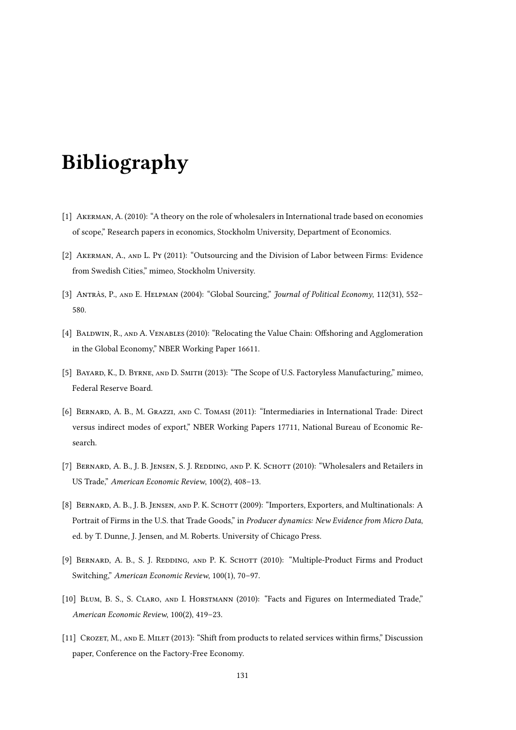# Bibliography

[1] Akerman, A. (2010): "A theory on the role of wholesalers in International trade based on economies of scope," Research papers in economics, Stockholm University, Department of Economics.

[2] Akerman, A., and L. Py (2011): "Outsourcing and the Division of Labor between Firms: Evidence from Swedish Cities," mimeo, Stockholm University.

[3] Antràs, P., and E. Helpman (2004): "Global Sourcing," *Journal of Political Economy*, 112(31), 552–580.

[4] Baldwin, R., and A. Venables (2010): "Relocating the Value Chain: Offshoring and Agglomeration in the Global Economy," NBER Working Paper 16611.

[5] Bayard, K., D. Byrne, and D. Smith (2013): "The Scope of U.S. Factoryless Manufacturing," mimeo, Federal Reserve Board.

[6] Bernard, A. B., M. Grazzi, and C. Tomasi (2011): "Intermediaries in International Trade: Direct versus indirect modes of export," NBER Working Papers 17711, National Bureau of Economic Research.

[7] Bernard, A. B., J. B. Jensen, S. J. Redding, and P. K. Schott (2010): "Wholesalers and Retailers in US Trade," *American Economic Review*, 100(2), 408–13.

[8] Bernard, A. B., J. B. Jensen, and P. K. Schott (2009): "Importers, Exporters, and Multinationals: A Portrait of Firms in the U.S. that Trade Goods," in *Producer dynamics: New Evidence from Micro Data*, ed. by T. Dunne, J. Jensen, and M. Roberts. University of Chicago Press.

[9] Bernard, A. B., S. J. Redding, and P. K. Schott (2010): "Multiple-Product Firms and Product Switching," *American Economic Review*, 100(1), 70–97.

[10] Blum, B. S., S. Claro, and I. Horstmann (2010): "Facts and Figures on Intermediated Trade," *American Economic Review*, 100(2), 419–23.

[11] Crozet, M., and E. Milet (2013): "Shift from products to related services within firms," Discussion paper, Conference on the Factory-Free Economy.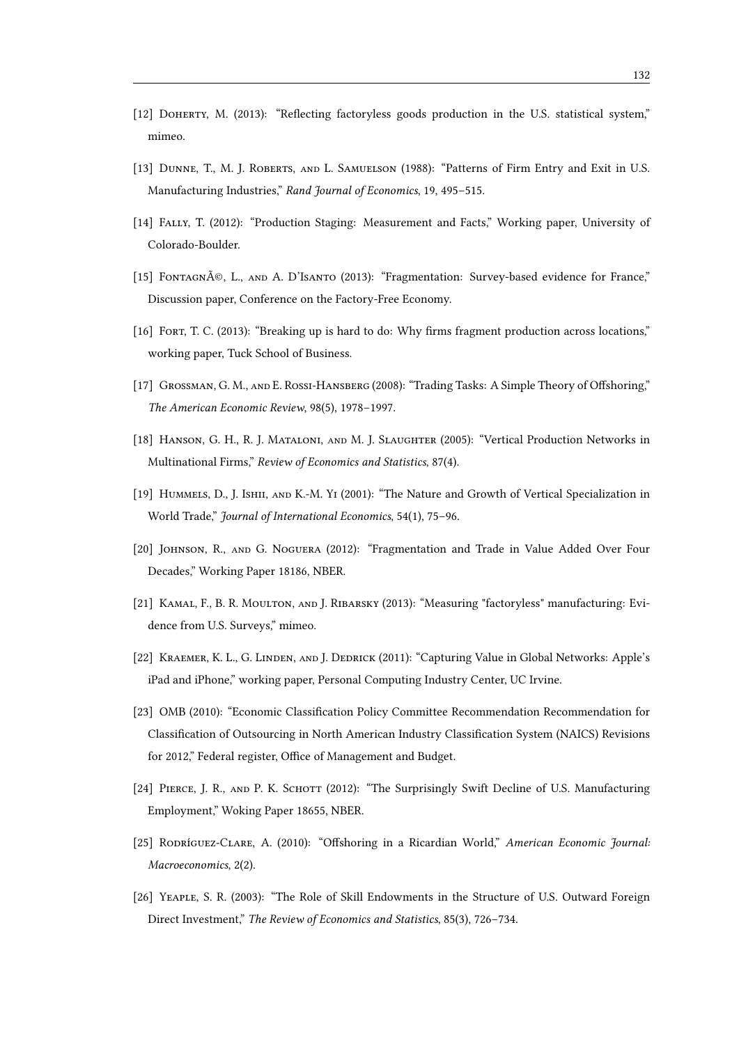[12] Doherty, M. (2013): "Reflecting factoryless goods production in the U.S. statistical system," mimeo.

[13] Dunne, T., M. J. Roberts, and L. Samuelson (1988): "Patterns of Firm Entry and Exit in U.S. Manufacturing Industries," *Rand Journal of Economics*, 19, 495–515.

[14] Fally, T. (2012): "Production Staging: Measurement and Facts," Working paper, University of Colorado-Boulder.

[15] FontagnÃ©, L., and A. D'Isanto (2013): "Fragmentation: Survey-based evidence for France," Discussion paper, Conference on the Factory-Free Economy.

[16] Fort, T. C. (2013): "Breaking up is hard to do: Why firms fragment production across locations," working paper, Tuck School of Business.

[17] Grossman, G. M., and E. Rossi-Hansberg (2008): "Trading Tasks: A Simple Theory of Offshoring," *The American Economic Review*, 98(5), 1978–1997.

[18] Hanson, G. H., R. J. Mataloni, and M. J. Slaughter (2005): "Vertical Production Networks in Multinational Firms," *Review of Economics and Statistics*, 87(4).

[19] Hummels, D., J. Ishii, and K.-M. Yi (2001): "The Nature and Growth of Vertical Specialization in World Trade," *Journal of International Economics*, 54(1), 75–96.

[20] Johnson, R., and G. Noguera (2012): "Fragmentation and Trade in Value Added Over Four Decades," Working Paper 18186, NBER.

[21] Kamal, F., B. R. Moulton, and J. Ribarsky (2013): "Measuring "factoryless" manufacturing: Evidence from U.S. Surveys," mimeo.

[22] Kraemer, K. L., G. Linden, and J. Dedrick (2011): "Capturing Value in Global Networks: Apple's iPad and iPhone," working paper, Personal Computing Industry Center, UC Irvine.

[23] OMB (2010): "Economic Classification Policy Committee Recommendation Recommendation for Classification of Outsourcing in North American Industry Classification System (NAICS) Revisions for 2012," Federal register, Office of Management and Budget.

[24] Pierce, J. R., and P. K. Schott (2012): "The Surprisingly Swift Decline of U.S. Manufacturing Employment," Woking Paper 18655, NBER.

[25] Rodríguez-Clare, A. (2010): "Offshoring in a Ricardian World," *American Economic Journal: Macroeconomics*, 2(2).

[26] Yeaple, S. R. (2003): "The Role of Skill Endowments in the Structure of U.S. Outward Foreign Direct Investment," *The Review of Economics and Statistics*, 85(3), 726–734.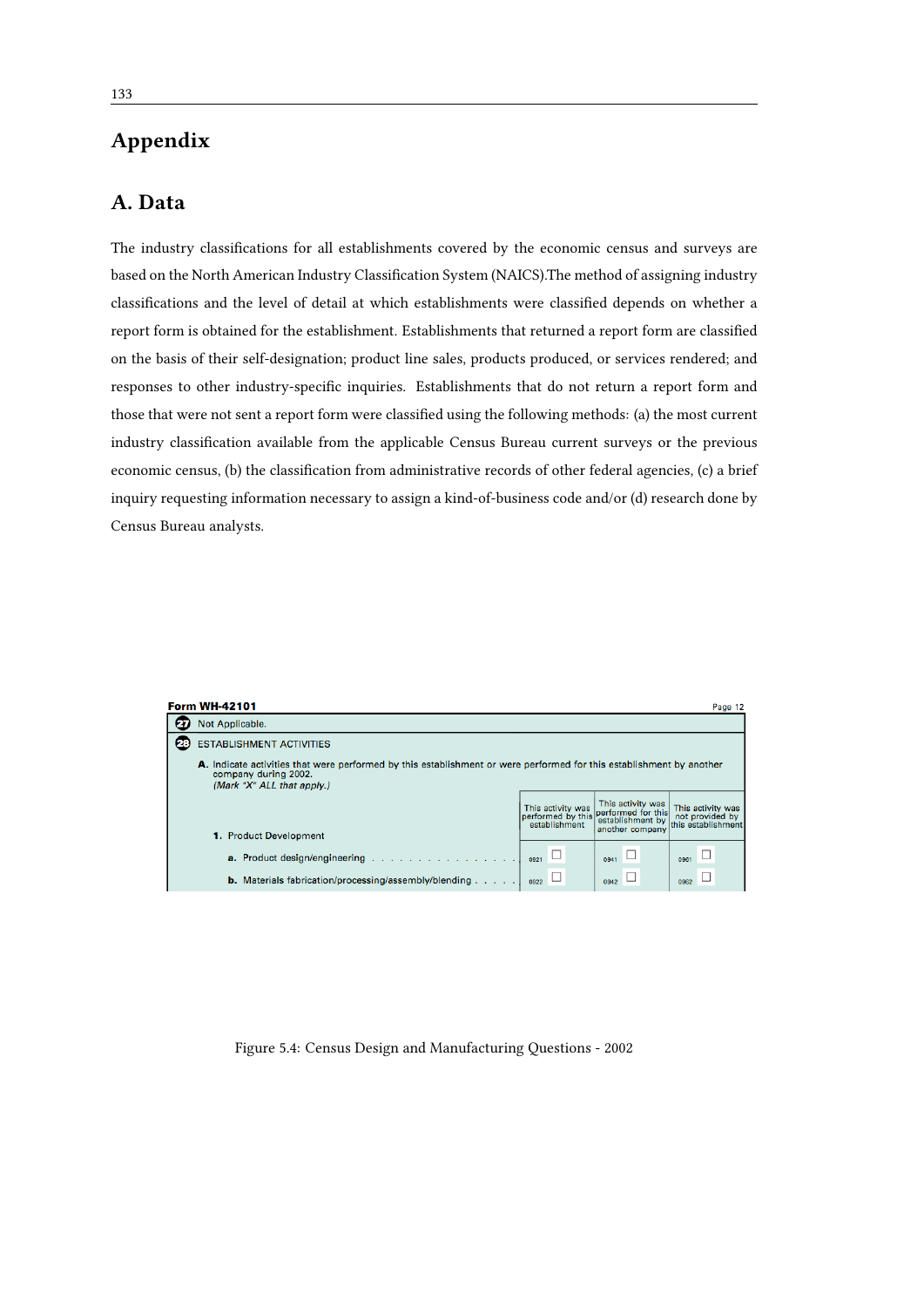# Appendix

## A. Data

The industry classifications for all establishments covered by the economic census and surveys are based on the North American Industry Classification System (NAICS).The method of assigning industry classifications and the level of detail at which establishments were classified depends on whether a report form is obtained for the establishment. Establishments that returned a report form are classified on the basis of their self-designation; product line sales, products produced, or services rendered; and responses to other industry-specific inquiries. Establishments that do not return a report form and those that were not sent a report form were classified using the following methods: (a) the most current industry classification available from the applicable Census Bureau current surveys or the previous economic census, (b) the classification from administrative records of other federal agencies, (c) a brief inquiry requesting information necessary to assign a kind-of-business code and/or (d) research done by Census Bureau analysts.

**Form WH-42101** Page 12

**27** Not Applicable.

**28** ESTABLISHMENT ACTIVITIES

**A.** Indicate activities that were performed by this establishment or were performed for this establishment by another company during 2002.
*(Mark "X" ALL that apply.)*

| **1.** Product Development | This activity was performed by this establishment | This activity was performed for this establishment by another company | This activity was not provided by this establishment |
|---|---|---|---|
| **a.** Product design/engineering | 0921 ☐ | 0941 ☐ | 0961 ☐ |
| **b.** Materials fabrication/processing/assembly/blending | 0922 ☐ | 0942 ☐ | 0962 ☐ |

Figure 5.4: Census Design and Manufacturing Questions - 2002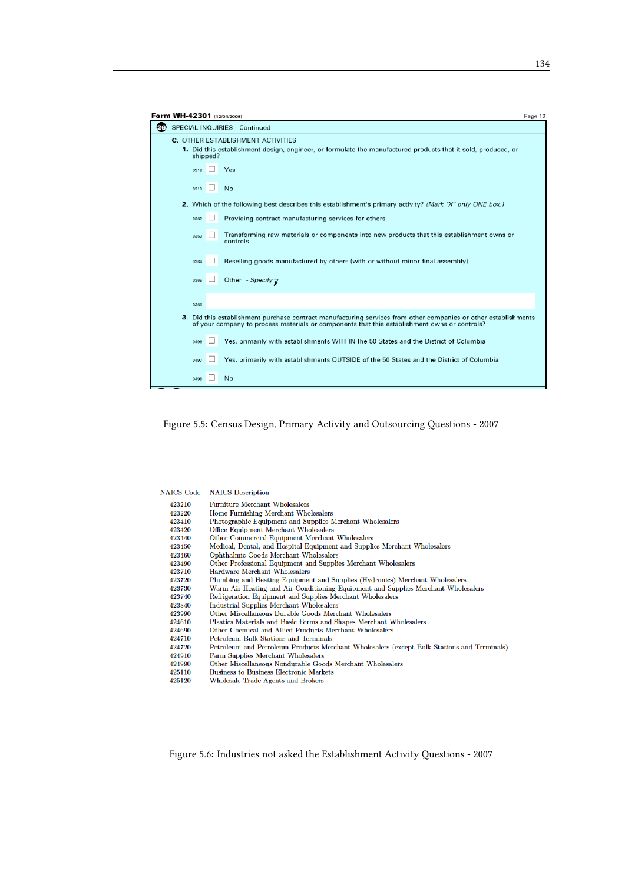**Form WH-42301** (12/04/2006) Page 12

**26** SPECIAL INQUIRIES - Continued

**C.** OTHER ESTABLISHMENT ACTIVITIES

**1.** Did this establishment design, engineer, or formulate the manufactured products that it sold, produced, or shipped?

0318 ☐ Yes

0319 ☐ No

**2.** Which of the following best describes this establishment's primary activity? *(Mark "X" only ONE box.)*

0362 ☐ Providing contract manufacturing services for others

0363 ☐ Transforming raw materials or components into new products that this establishment owns or controls

0364 ☐ Reselling goods manufactured by others (with or without minor final assembly)

0365 ☐ Other *- Specify*

0366

**3.** Did this establishment purchase contract manufacturing services from other companies or other establishments of your company to process materials or components that this establishment owns or controls?

0496 ☐ Yes, primarily with establishments WITHIN the 50 States and the District of Columbia

0497 ☐ Yes, primarily with establishments OUTSIDE of the 50 States and the District of Columbia

0498 ☐ No

Figure 5.5: Census Design, Primary Activity and Outsourcing Questions - 2007

| NAICS Code | NAICS Description |
|---|---|
| 423210 | Furniture Merchant Wholesalers |
| 423220 | Home Furnishing Merchant Wholesalers |
| 423410 | Photographic Equipment and Supplies Merchant Wholesalers |
| 423420 | Office Equipment Merchant Wholesalers |
| 423440 | Other Commercial Equipment Merchant Wholesalers |
| 423450 | Medical, Dental, and Hospital Equipment and Supplies Merchant Wholesalers |
| 423460 | Ophthalmic Goods Merchant Wholesalers |
| 423490 | Other Professional Equipment and Supplies Merchant Wholesalers |
| 423710 | Hardware Merchant Wholesalers |
| 423720 | Plumbing and Heating Equipment and Supplies (Hydronics) Merchant Wholesalers |
| 423730 | Warm Air Heating and Air-Conditioning Equipment and Supplies Merchant Wholesalers |
| 423740 | Refrigeration Equipment and Supplies Merchant Wholesalers |
| 423840 | Industrial Supplies Merchant Wholesalers |
| 423990 | Other Miscellaneous Durable Goods Merchant Wholesalers |
| 424610 | Plastics Materials and Basic Forms and Shapes Merchant Wholesalers |
| 424690 | Other Chemical and Allied Products Merchant Wholesalers |
| 424710 | Petroleum Bulk Stations and Terminals |
| 424720 | Petroleum and Petroleum Products Merchant Wholesalers (except Bulk Stations and Terminals) |
| 424910 | Farm Supplies Merchant Wholesalers |
| 424990 | Other Miscellaneous Nondurable Goods Merchant Wholesalers |
| 425110 | Business to Business Electronic Markets |
| 425120 | Wholesale Trade Agents and Brokers |

Figure 5.6: Industries not asked the Establishment Activity Questions - 2007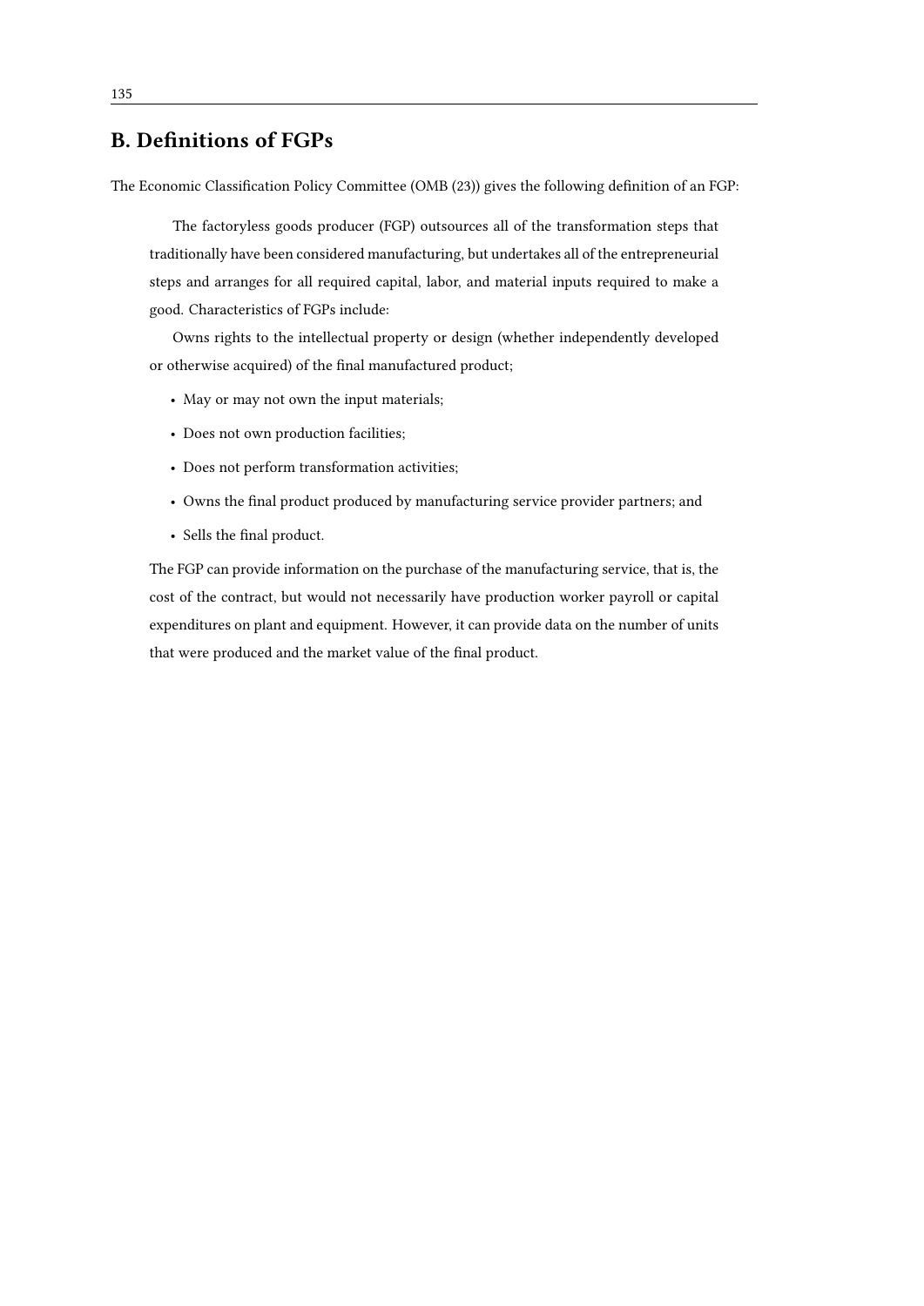## B. Definitions of FGPs

The Economic Classification Policy Committee (OMB (23)) gives the following definition of an FGP:

> The factoryless goods producer (FGP) outsources all of the transformation steps that traditionally have been considered manufacturing, but undertakes all of the entrepreneurial steps and arranges for all required capital, labor, and material inputs required to make a good. Characteristics of FGPs include:
>
> Owns rights to the intellectual property or design (whether independently developed or otherwise acquired) of the final manufactured product;
>
> - May or may not own the input materials;
> - Does not own production facilities;
> - Does not perform transformation activities;
> - Owns the final product produced by manufacturing service provider partners; and
> - Sells the final product.
>
> The FGP can provide information on the purchase of the manufacturing service, that is, the cost of the contract, but would not necessarily have production worker payroll or capital expenditures on plant and equipment. However, it can provide data on the number of units that were produced and the market value of the final product.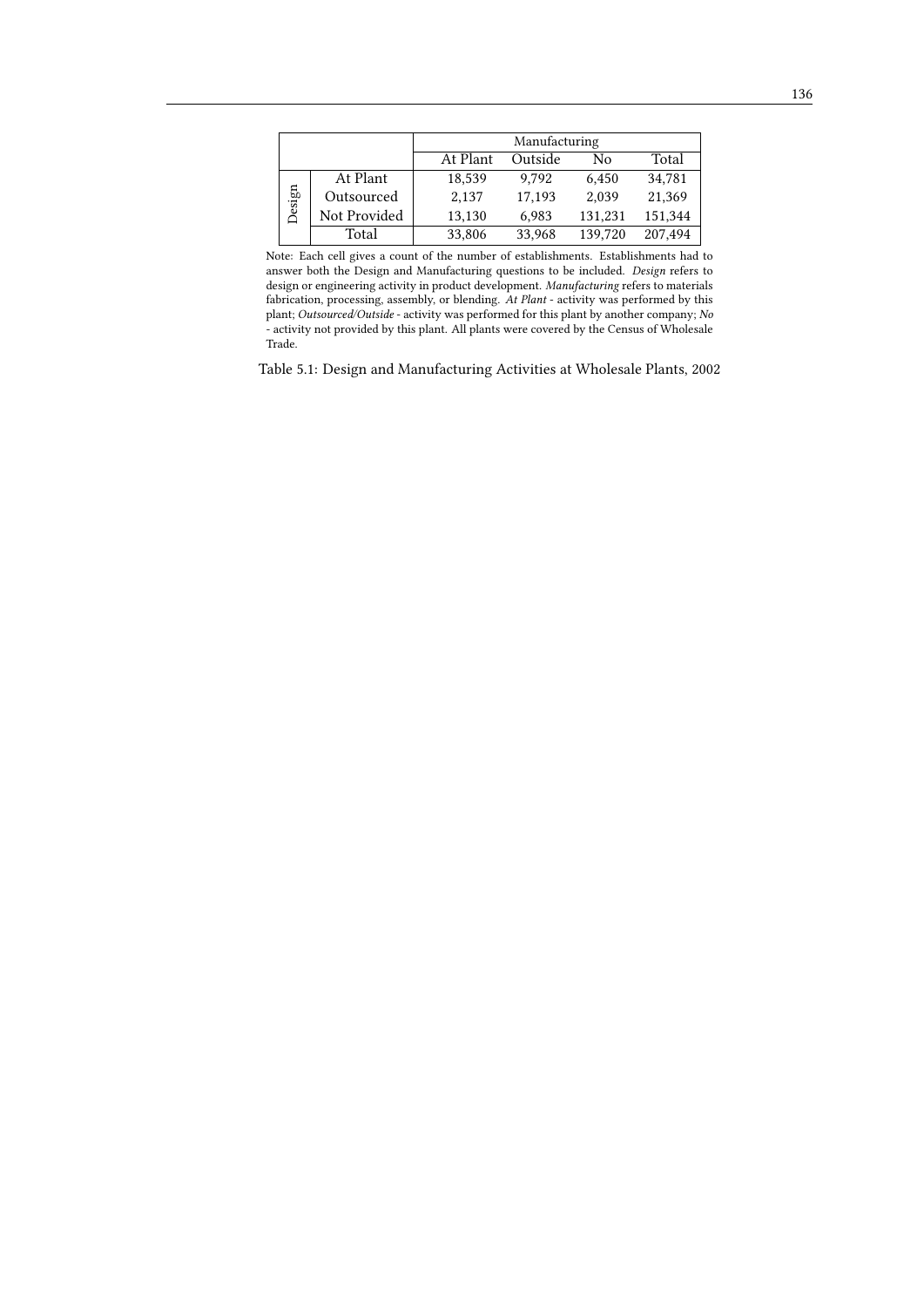| | | Manufacturing | | | |
|---|---|---|---|---|---|
| | | At Plant | Outside | No | Total |
| Design | At Plant | 18,539 | 9,792 | 6,450 | 34,781 |
| | Outsourced | 2,137 | 17,193 | 2,039 | 21,369 |
| | Not Provided | 13,130 | 6,983 | 131,231 | 151,344 |
| | Total | 33,806 | 33,968 | 139,720 | 207,494 |

Note: Each cell gives a count of the number of establishments. Establishments had to answer both the Design and Manufacturing questions to be included. *Design* refers to design or engineering activity in product development. *Manufacturing* refers to materials fabrication, processing, assembly, or blending. *At Plant* - activity was performed by this plant; *Outsourced/Outside* - activity was performed for this plant by another company; *No* - activity not provided by this plant. All plants were covered by the Census of Wholesale Trade.

Table 5.1: Design and Manufacturing Activities at Wholesale Plants, 2002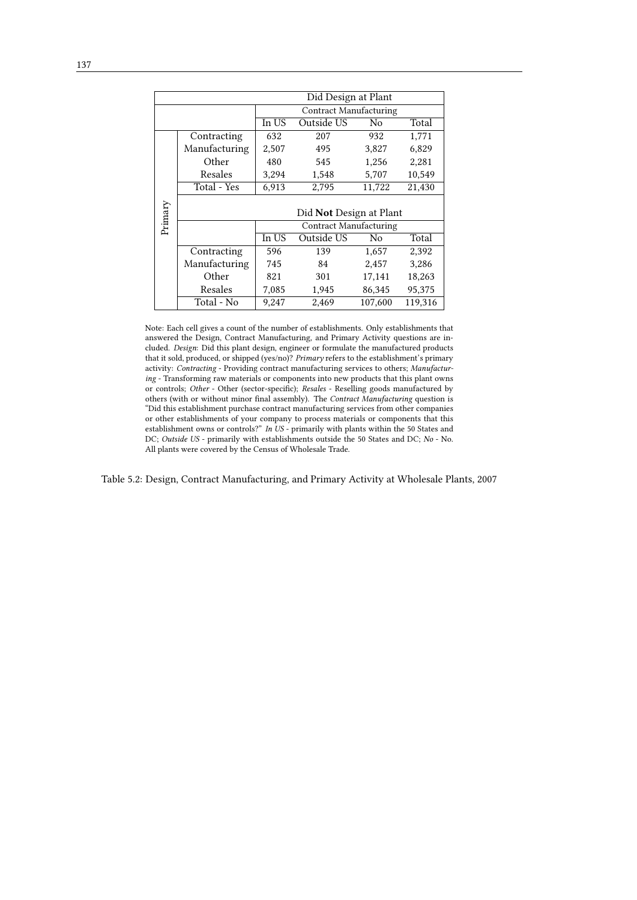| Primary | | Did Design at Plant | | | |
|---|---|---|---|---|---|
| | | Contract Manufacturing | | | |
| | | In US | Outside US | No | Total |
| | Contracting | 632 | 207 | 932 | 1,771 |
| | Manufacturing | 2,507 | 495 | 3,827 | 6,829 |
| | Other | 480 | 545 | 1,256 | 2,281 |
| | Resales | 3,294 | 1,548 | 5,707 | 10,549 |
| | Total - Yes | 6,913 | 2,795 | 11,722 | 21,430 |
| | | Did **Not** Design at Plant | | | |
| | | Contract Manufacturing | | | |
| | | In US | Outside US | No | Total |
| | Contracting | 596 | 139 | 1,657 | 2,392 |
| | Manufacturing | 745 | 84 | 2,457 | 3,286 |
| | Other | 821 | 301 | 17,141 | 18,263 |
| | Resales | 7,085 | 1,945 | 86,345 | 95,375 |
| | Total - No | 9,247 | 2,469 | 107,600 | 119,316 |

Note: Each cell gives a count of the number of establishments. Only establishments that answered the Design, Contract Manufacturing, and Primary Activity questions are included. *Design*: Did this plant design, engineer or formulate the manufactured products that it sold, produced, or shipped (yes/no)? *Primary* refers to the establishment's primary activity: *Contracting* - Providing contract manufacturing services to others; *Manufacturing* - Transforming raw materials or components into new products that this plant owns or controls; *Other* - Other (sector-specific); *Resales* - Reselling goods manufactured by others (with or without minor final assembly). The *Contract Manufacturing* question is "Did this establishment purchase contract manufacturing services from other companies or other establishments of your company to process materials or components that this establishment owns or controls?" *In US* - primarily with plants within the 50 States and DC; *Outside US* - primarily with establishments outside the 50 States and DC; *No* - No. All plants were covered by the Census of Wholesale Trade.

Table 5.2: Design, Contract Manufacturing, and Primary Activity at Wholesale Plants, 2007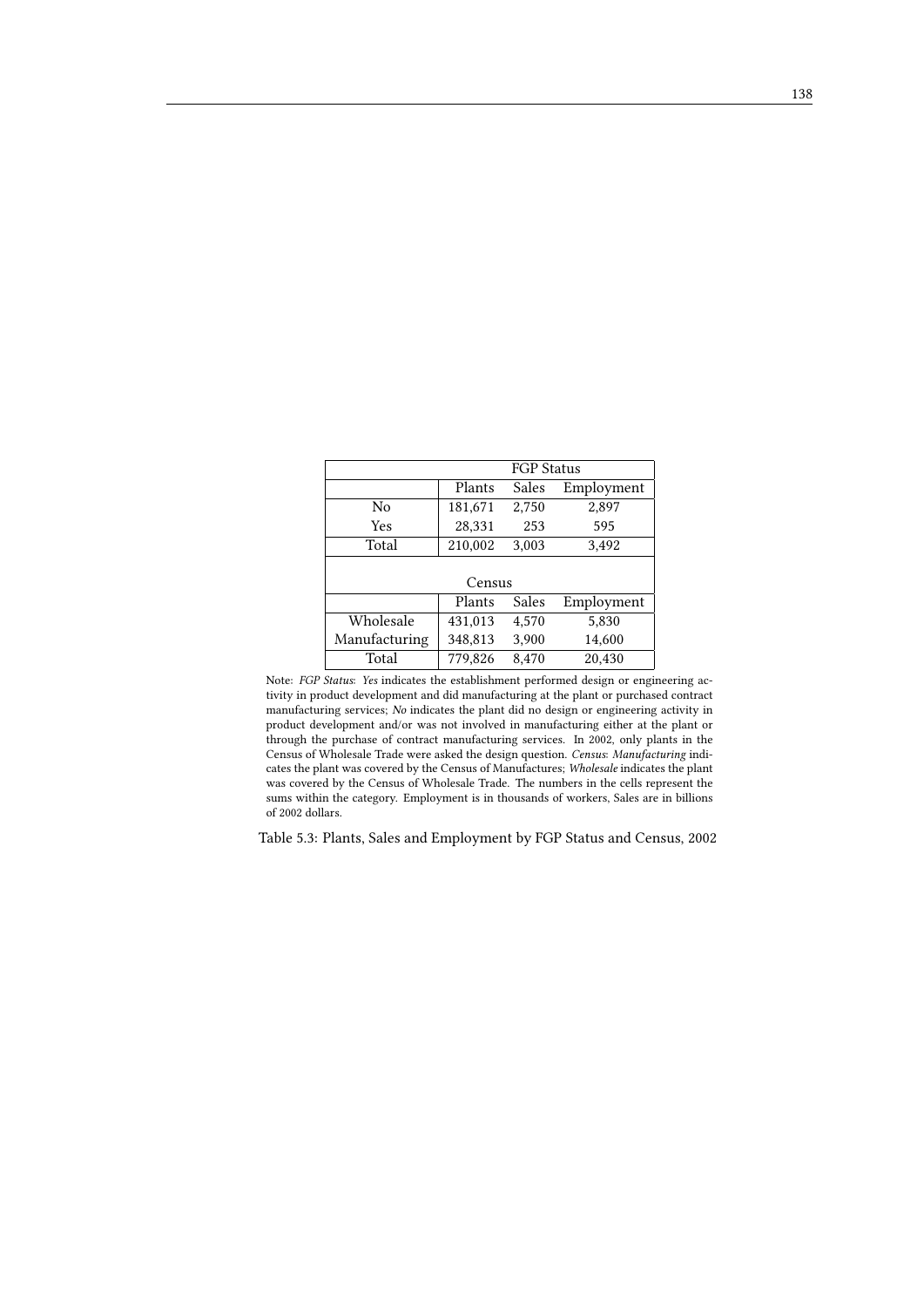| | FGP Status | | |
|---|---|---|---|
| | Plants | Sales | Employment |
| No | 181,671 | 2,750 | 2,897 |
| Yes | 28,331 | 253 | 595 |
| Total | 210,002 | 3,003 | 3,492 |

| | Census | | |
|---|---|---|---|
| | Plants | Sales | Employment |
| Wholesale | 431,013 | 4,570 | 5,830 |
| Manufacturing | 348,813 | 3,900 | 14,600 |
| Total | 779,826 | 8,470 | 20,430 |

Note: *FGP Status*: *Yes* indicates the establishment performed design or engineering activity in product development and did manufacturing at the plant or purchased contract manufacturing services; *No* indicates the plant did no design or engineering activity in product development and/or was not involved in manufacturing either at the plant or through the purchase of contract manufacturing services. In 2002, only plants in the Census of Wholesale Trade were asked the design question. *Census*: *Manufacturing* indicates the plant was covered by the Census of Manufactures; *Wholesale* indicates the plant was covered by the Census of Wholesale Trade. The numbers in the cells represent the sums within the category. Employment is in thousands of workers, Sales are in billions of 2002 dollars.

Table 5.3: Plants, Sales and Employment by FGP Status and Census, 2002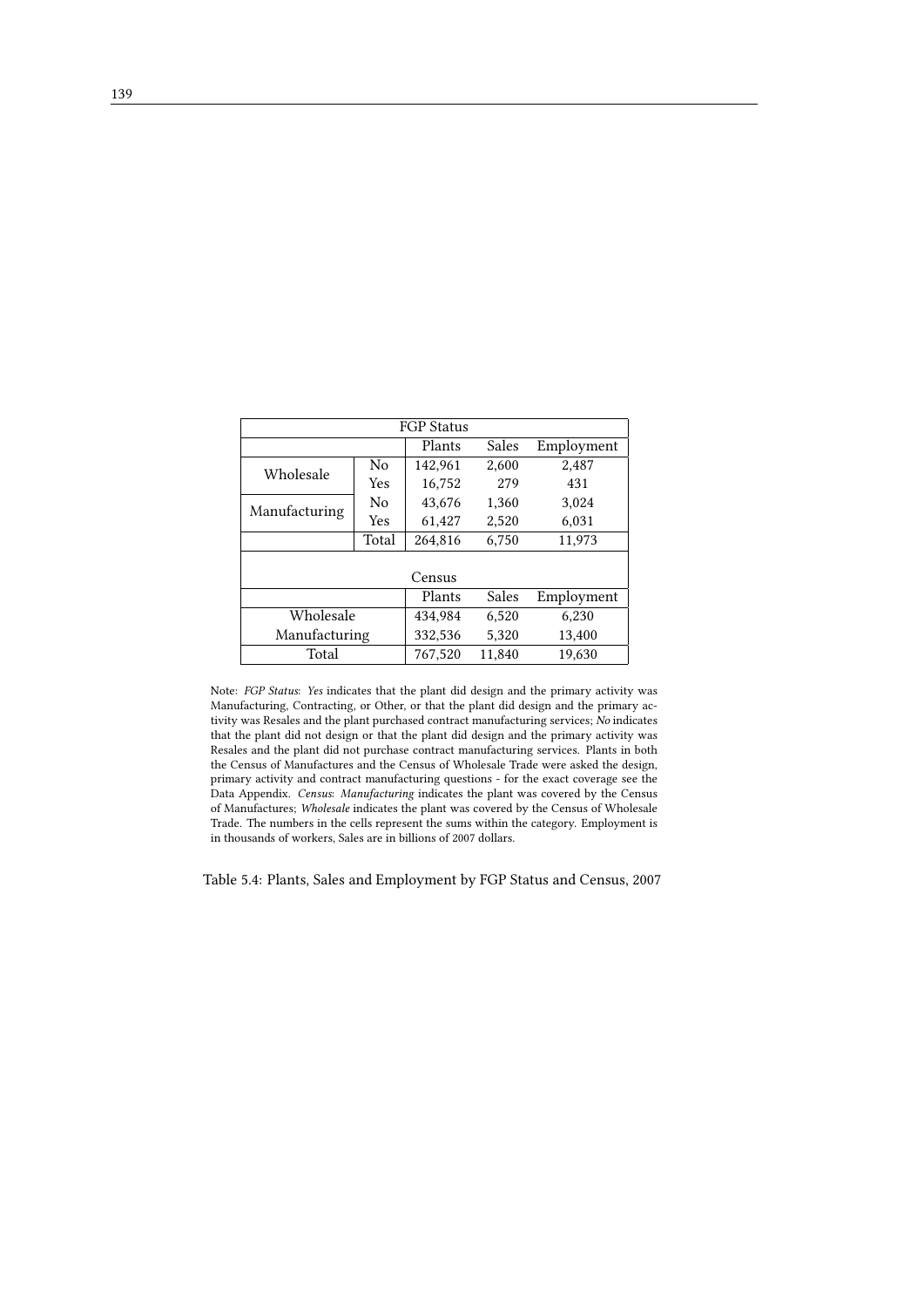| FGP Status | | | | |
|---|---|---|---|---|
| | | Plants | Sales | Employment |
| Wholesale | No | 142,961 | 2,600 | 2,487 |
| | Yes | 16,752 | 279 | 431 |
| Manufacturing | No | 43,676 | 1,360 | 3,024 |
| | Yes | 61,427 | 2,520 | 6,031 |
| | Total | 264,816 | 6,750 | 11,973 |

| Census | | | |
|---|---|---|---|
| | Plants | Sales | Employment |
| Wholesale | 434,984 | 6,520 | 6,230 |
| Manufacturing | 332,536 | 5,320 | 13,400 |
| Total | 767,520 | 11,840 | 19,630 |

Note: *FGP Status*: *Yes* indicates that the plant did design and the primary activity was Manufacturing, Contracting, or Other, or that the plant did design and the primary activity was Resales and the plant purchased contract manufacturing services; *No* indicates that the plant did not design or that the plant did design and the primary activity was Resales and the plant did not purchase contract manufacturing services. Plants in both the Census of Manufactures and the Census of Wholesale Trade were asked the design, primary activity and contract manufacturing questions - for the exact coverage see the Data Appendix. *Census*: *Manufacturing* indicates the plant was covered by the Census of Manufactures; *Wholesale* indicates the plant was covered by the Census of Wholesale Trade. The numbers in the cells represent the sums within the category. Employment is in thousands of workers, Sales are in billions of 2007 dollars.

Table 5.4: Plants, Sales and Employment by FGP Status and Census, 2007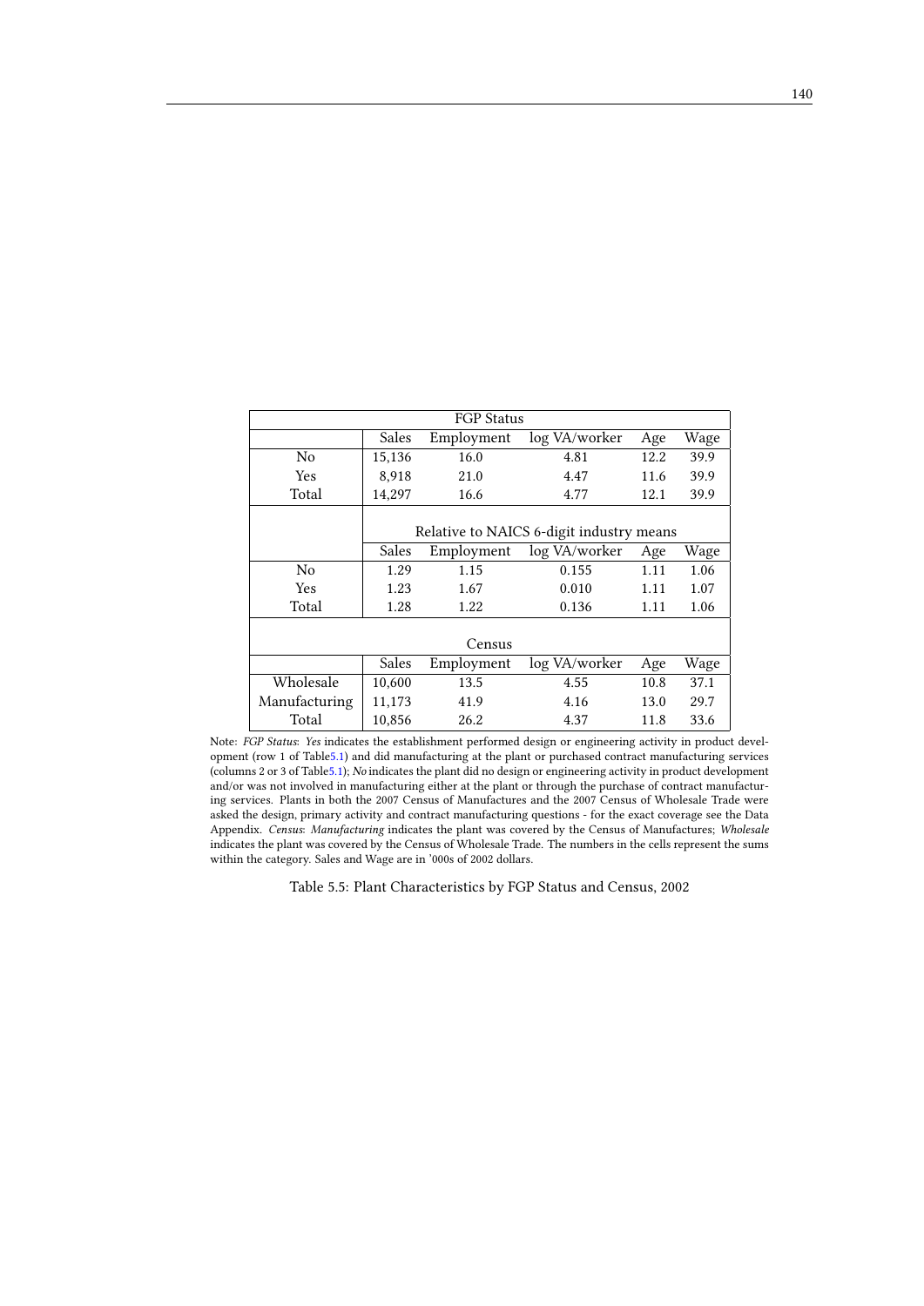| FGP Status | | | | | |
|---|---|---|---|---|---|
| | Sales | Employment | log VA/worker | Age | Wage |
| No | 15,136 | 16.0 | 4.81 | 12.2 | 39.9 |
| Yes | 8,918 | 21.0 | 4.47 | 11.6 | 39.9 |
| Total | 14,297 | 16.6 | 4.77 | 12.1 | 39.9 |
| | Relative to NAICS 6-digit industry means | | | | |
| | Sales | Employment | log VA/worker | Age | Wage |
| No | 1.29 | 1.15 | 0.155 | 1.11 | 1.06 |
| Yes | 1.23 | 1.67 | 0.010 | 1.11 | 1.07 |
| Total | 1.28 | 1.22 | 0.136 | 1.11 | 1.06 |
| Census | | | | | |
| | Sales | Employment | log VA/worker | Age | Wage |
| Wholesale | 10,600 | 13.5 | 4.55 | 10.8 | 37.1 |
| Manufacturing | 11,173 | 41.9 | 4.16 | 13.0 | 29.7 |
| Total | 10,856 | 26.2 | 4.37 | 11.8 | 33.6 |

Note: *FGP Status*: *Yes* indicates the establishment performed design or engineering activity in product development (row 1 of Table5.1) and did manufacturing at the plant or purchased contract manufacturing services (columns 2 or 3 of Table5.1); *No* indicates the plant did no design or engineering activity in product development and/or was not involved in manufacturing either at the plant or through the purchase of contract manufacturing services. Plants in both the 2007 Census of Manufactures and the 2007 Census of Wholesale Trade were asked the design, primary activity and contract manufacturing questions - for the exact coverage see the Data Appendix. *Census*: *Manufacturing* indicates the plant was covered by the Census of Manufactures; *Wholesale* indicates the plant was covered by the Census of Wholesale Trade. The numbers in the cells represent the sums within the category. Sales and Wage are in '000s of 2002 dollars.

Table 5.5: Plant Characteristics by FGP Status and Census, 2002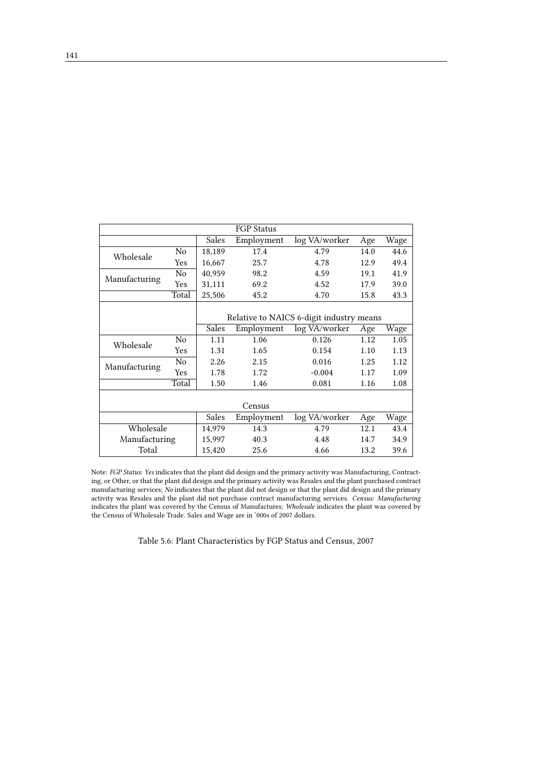| FGP Status | | | | | | |
|---|---|---|---|---|---|---|
| | | Sales | Employment | log VA/worker | Age | Wage |
| Wholesale | No | 18,189 | 17.4 | 4.79 | 14.0 | 44.6 |
| | Yes | 16,667 | 25.7 | 4.78 | 12.9 | 49.4 |
| Manufacturing | No | 40,959 | 98.2 | 4.59 | 19.1 | 41.9 |
| | Yes | 31,111 | 69.2 | 4.52 | 17.9 | 39.0 |
| | Total | 25,506 | 45.2 | 4.70 | 15.8 | 43.3 |
| | | Relative to NAICS 6-digit industry means | | | | |
| | | Sales | Employment | log VA/worker | Age | Wage |
| Wholesale | No | 1.11 | 1.06 | 0.126 | 1.12 | 1.05 |
| | Yes | 1.31 | 1.65 | 0.154 | 1.10 | 1.13 |
| Manufacturing | No | 2.26 | 2.15 | 0.016 | 1.25 | 1.12 |
| | Yes | 1.78 | 1.72 | -0.004 | 1.17 | 1.09 |
| | Total | 1.50 | 1.46 | 0.081 | 1.16 | 1.08 |
| | | Census | | | | |
| | | Sales | Employment | log VA/worker | Age | Wage |
| Wholesale | | 14,979 | 14.3 | 4.79 | 12.1 | 43.4 |
| Manufacturing | | 15,997 | 40.3 | 4.48 | 14.7 | 34.9 |
| Total | | 15,420 | 25.6 | 4.66 | 13.2 | 39.6 |

Note: *FGP Status*: *Yes* indicates that the plant did design and the primary activity was Manufacturing, Contracting, or Other, or that the plant did design and the primary activity was Resales and the plant purchased contract manufacturing services; *No* indicates that the plant did not design or that the plant did design and the primary activity was Resales and the plant did not purchase contract manufacturing services. *Census*: *Manufacturing* indicates the plant was covered by the Census of Manufactures; *Wholesale* indicates the plant was covered by the Census of Wholesale Trade. Sales and Wage are in '000s of 2007 dollars.

Table 5.6: Plant Characteristics by FGP Status and Census, 2007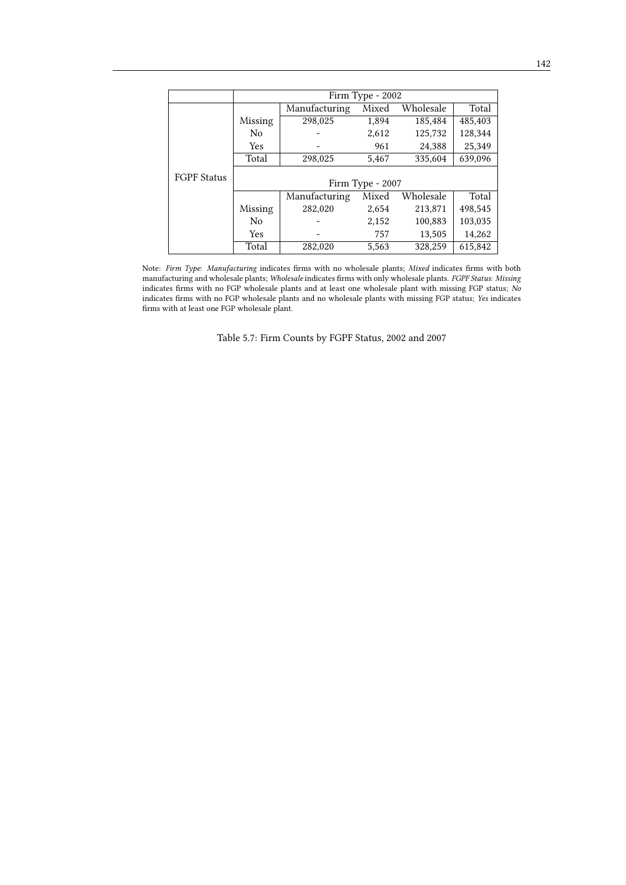| | | Firm Type - 2002 | | | |
|---|---|---|---|---|---|
| | | Manufacturing | Mixed | Wholesale | Total |
| FGPF Status | Missing | 298,025 | 1,894 | 185,484 | 485,403 |
| | No | - | 2,612 | 125,732 | 128,344 |
| | Yes | - | 961 | 24,388 | 25,349 |
| | Total | 298,025 | 5,467 | 335,604 | 639,096 |
| | | Firm Type - 2007 | | | |
| | | Manufacturing | Mixed | Wholesale | Total |
| | Missing | 282,020 | 2,654 | 213,871 | 498,545 |
| | No | - | 2,152 | 100,883 | 103,035 |
| | Yes | - | 757 | 13,505 | 14,262 |
| | Total | 282,020 | 5,563 | 328,259 | 615,842 |

Note: *Firm Type*: *Manufacturing* indicates firms with no wholesale plants; *Mixed* indicates firms with both manufacturing and wholesale plants; *Wholesale* indicates firms with only wholesale plants. *FGPF Status*: *Missing* indicates firms with no FGP wholesale plants and at least one wholesale plant with missing FGP status; *No* indicates firms with no FGP wholesale plants and no wholesale plants with missing FGP status; *Yes* indicates firms with at least one FGP wholesale plant.

Table 5.7: Firm Counts by FGPF Status, 2002 and 2007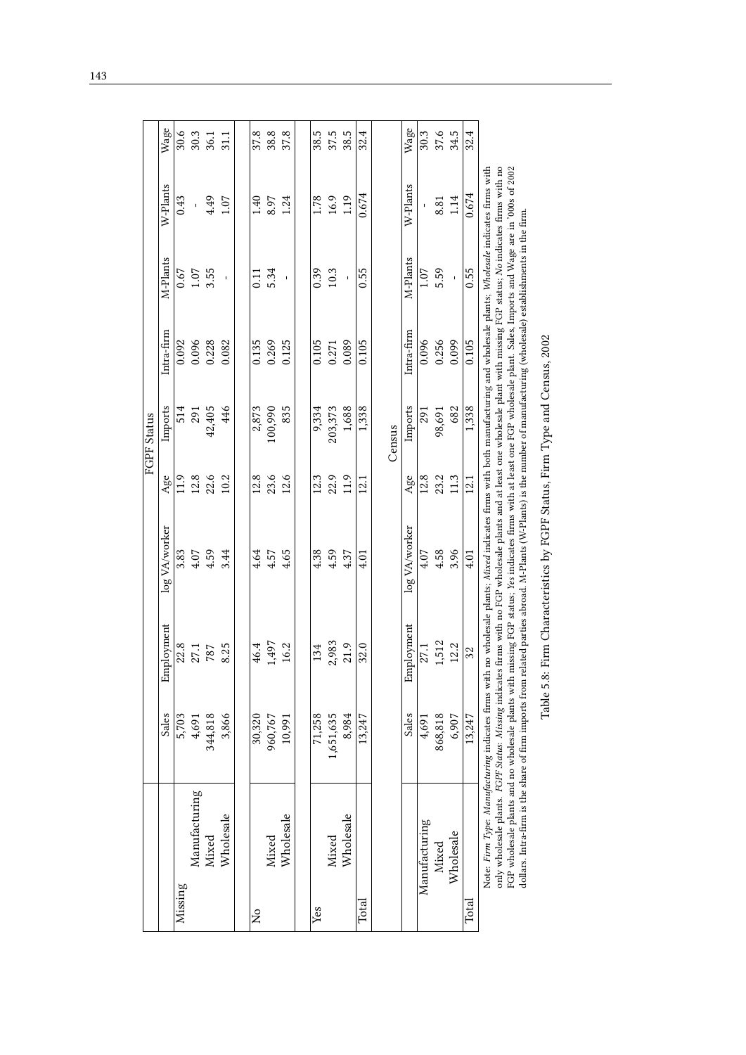| | | FGPF Status | | | | | | | | |
|---|---|---|---|---|---|---|---|---|---|---|
| | | Sales | Employment | log VA/worker | Age | Imports | Intra-firm | M-Plants | W-Plants | Wage |
| Missing | | 5,703 | 22.8 | 3.83 | 11.9 | 514 | 0.092 | 0.67 | 0.43 | 30.6 |
| | Manufacturing | 4,691 | 27.1 | 4.07 | 12.8 | 291 | 0.096 | 1.07 | - | 30.3 |
| | Mixed | 344,818 | 787 | 4.59 | 22.6 | 42,405 | 0.228 | 3.55 | 4.49 | 36.1 |
| | Wholesale | 3,866 | 8.25 | 3.44 | 10.2 | 446 | 0.082 | - | 1.07 | 31.1 |
| No | | 30,320 | 46.4 | 4.64 | 12.8 | 2,873 | 0.135 | 0.11 | 1.40 | 37.8 |
| | Mixed | 960,767 | 1,497 | 4.57 | 23.6 | 100,990 | 0.269 | 5.34 | 8.97 | 38.8 |
| | Wholesale | 10,991 | 16.2 | 4.65 | 12.6 | 835 | 0.125 | - | 1.24 | 37.8 |
| Yes | | 71,258 | 134 | 4.38 | 12.3 | 9,334 | 0.105 | 0.39 | 1.78 | 38.5 |
| | Mixed | 1,651,635 | 2,983 | 4.59 | 22.9 | 203,373 | 0.271 | 10.3 | 16.9 | 37.5 |
| | Wholesale | 8,984 | 21.9 | 4.37 | 11.9 | 1,688 | 0.089 | - | 1.19 | 38.5 |
| Total | | 13,247 | 32.0 | 4.01 | 12.1 | 1,338 | 0.105 | 0.55 | 0.674 | 32.4 |
| | | Census | | | | | | | | |
| | | Sales | Employment | log VA/worker | Age | Imports | Intra-firm | M-Plants | W-Plants | Wage |
| Manufacturing | | 4,691 | 27.1 | 4.07 | 12.8 | 291 | 0.096 | 1.07 | - | 30.3 |
| | Mixed | 868,818 | 1,512 | 4.58 | 23.2 | 98,691 | 0.256 | 5.59 | 8.81 | 37.6 |
| | Wholesale | 6,907 | 12.2 | 3.96 | 11.3 | 682 | 0.099 | - | 1.14 | 34.5 |
| Total | | 13,247 | 32 | 4.01 | 12.1 | 1,338 | 0.105 | 0.55 | 0.674 | 32.4 |

Note: *Firm Type*: *Manufacturing* indicates firms with no wholesale plants; *Mixed* indicates firms with both manufacturing and wholesale plants; *Wholesale* indicates firms with only wholesale plants. *FGPF Status*: *Missing* indicates firms with no FGP wholesale plants and at least one wholesale plant with missing FGP status; *No* indicates firms with no FGP wholesale plants and no wholesale plants with missing FGP status; *Yes* indicates firms with at least one FGP wholesale plant. Sales, Imports and Wage are in '000s of 2002 dollars. Intra-firm is the share of firm imports from related parties abroad. M-Plants (W-Plants) is the number of manufacturing (wholesale) establishments in the firm.

Table 5.8: Firm Characteristics by FGPF Status, Firm Type and Census, 2002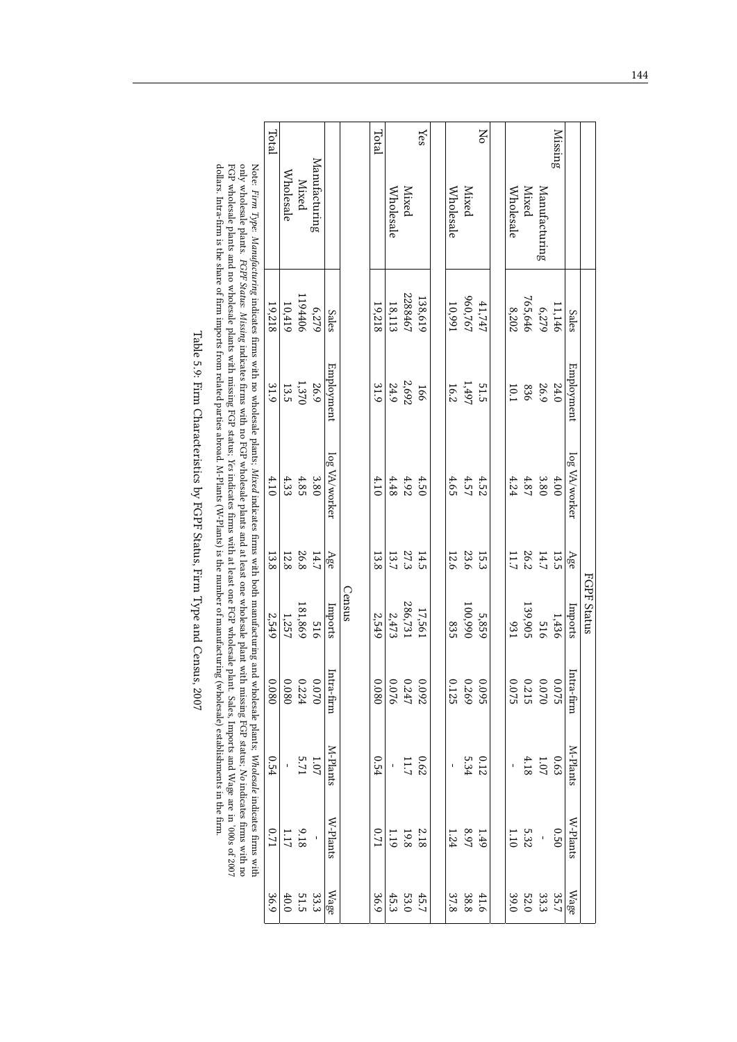| | | FGPF Status | | | | | | | |
|---|---|---|---|---|---|---|---|---|---|
| | | Sales | Employment | log VA/worker | Age | Imports | Intra-firm | M-Plants | W-Plants | Wage |
| Missing | | 11,146 | 24.0 | 4.00 | 13.5 | 1,436 | 0.075 | 0.63 | 0.50 | 35.7 |
| | Manufacturing | 6,279 | 26.9 | 3.80 | 14.7 | 516 | 0.070 | 1.07 | - | 33.3 |
| | Mixed | 765,646 | 836 | 4.87 | 26.2 | 139,905 | 0.215 | 4.18 | 5.32 | 52.0 |
| | Wholesale | 8,202 | 10.1 | 4.24 | 11.7 | 931 | 0.075 | - | 1.10 | 39.0 |
| No | | 41,747 | 51.5 | 4.52 | 15.3 | 5,859 | 0.095 | 0.12 | 1.49 | 41.6 |
| | Mixed | 960,767 | 1,497 | 4.57 | 23.6 | 100,990 | 0.269 | 5.34 | 8.97 | 38.8 |
| | Wholesale | 10,991 | 16.2 | 4.65 | 12.6 | 835 | 0.125 | - | 1.24 | 37.8 |
| Yes | | 138,619 | 166 | 4.50 | 14.5 | 17,561 | 0.092 | 0.62 | 2.18 | 45.7 |
| | Mixed | 228467 | 2,692 | 4.92 | 27.3 | 286,731 | 0.247 | 11.7 | 19.8 | 53.0 |
| | Wholesale | 18,113 | 24.9 | 4.48 | 13.7 | 2,473 | 0.076 | - | 1.19 | 45.3 |
| Total | | 19,218 | 31.9 | 4.10 | 13.8 | 2,549 | 0.080 | 0.54 | 0.71 | 36.9 |
| | | Census | | | | | | | | |
| | | Sales | Employment | log VA/worker | Age | Imports | Intra-firm | M-Plants | W-Plants | Wage |
| Manufacturing | | 6,279 | 26.9 | 3.80 | 14.7 | 516 | 0.070 | 1.07 | - | 33.3 |
| Mixed | | 119406 | 1,370 | 4.85 | 26.8 | 181,869 | 0.224 | 5.71 | 9.18 | 51.5 |
| Wholesale | | 10,419 | 13.5 | 4.33 | 12.8 | 1,257 | 0.080 | - | 1.17 | 40.0 |
| Total | | 19,218 | 31.9 | 4.10 | 13.8 | 2,549 | 0.080 | 0.54 | 0.71 | 36.9 |

Note: *Firm Type*: *Manufacturing* indicates firms with no wholesale plants; *Mixed* indicates firms with both manufacturing and wholesale plants; *Wholesale* indicates firms with only wholesale plants. *FGPF Status*: *Missing* indicates firms with no FGP wholesale plants and at least one wholesale plant with missing FGP status; *No* indicates firms with no FGP wholesale plants and no wholesale plants with missing FGP status; *Yes* indicates firms with at least one FGP wholesale plant. Sales, Imports and Wage are in '000s of 2007 dollars. Intra-firm is the share of firm imports from related parties abroad. M-Plants (W-Plants) is the number of manufacturing (wholesale) establishments in the firm.

Table 5.9: Firm Characteristics by FGPF Status, Firm Type and Census, 2007